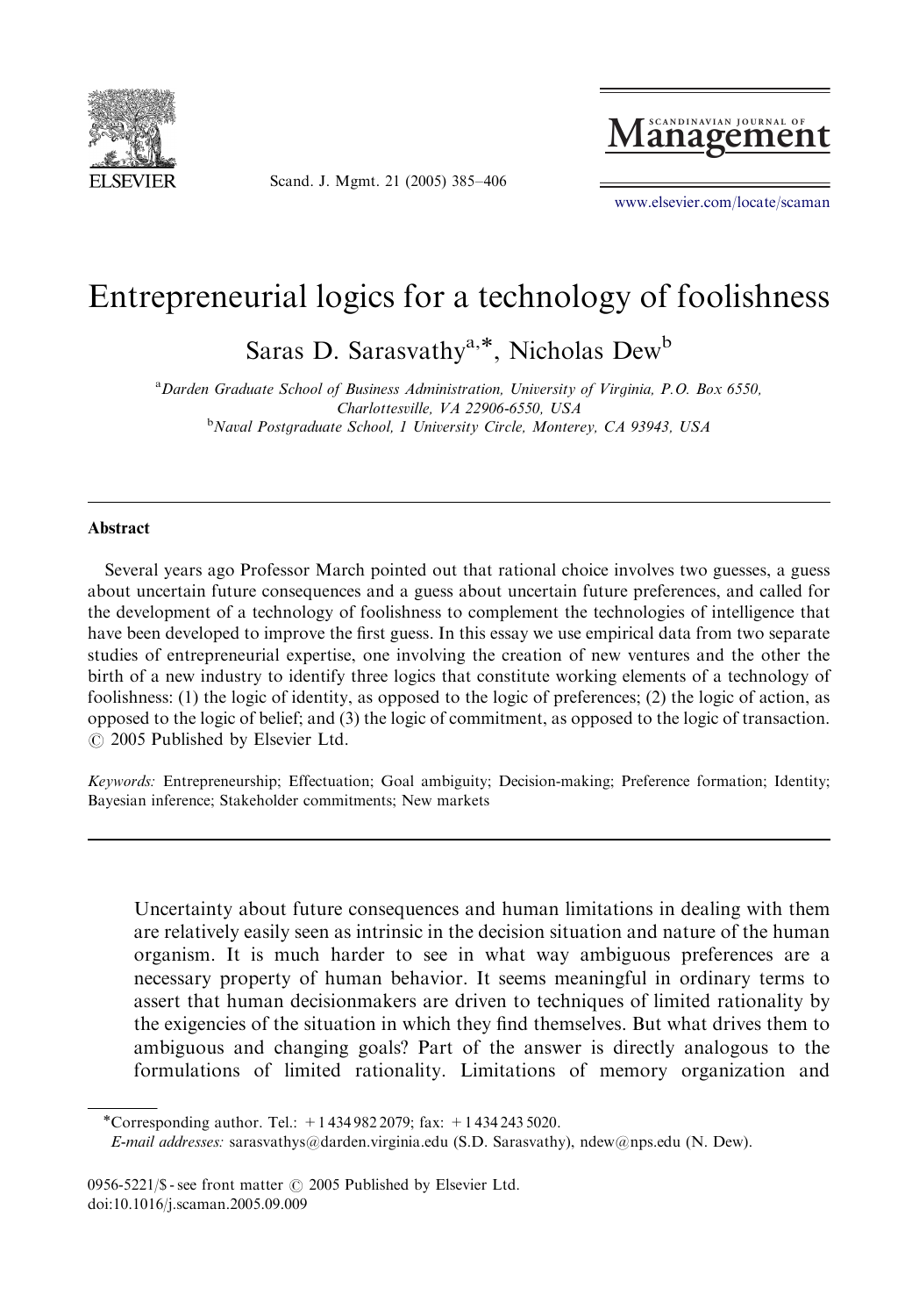# Entrepreneurial logics for a technology of foolishness

Saras D. Sarasvathy[a,*], Nicholas Dew[b]

[a]Darden Graduate School of Business Administration, University of Virginia, P.O. Box 6550, Charlottesville, VA 22906-6550, USA

[b]Naval Postgraduate School, 1 University Circle, Monterey, CA 93943, USA

## Abstract

Several years ago Professor March pointed out that rational choice involves two guesses, a guess about uncertain future consequences and a guess about uncertain future preferences, and called for the development of a technology of foolishness to complement the technologies of intelligence that have been developed to improve the first guess. In this essay we use empirical data from two separate studies of entrepreneurial expertise, one involving the creation of new ventures and the other the birth of a new industry to identify three logics that constitute working elements of a technology of foolishness: (1) the logic of identity, as opposed to the logic of preferences; (2) the logic of action, as opposed to the logic of belief; and (3) the logic of commitment, as opposed to the logic of transaction.
© 2005 Published by Elsevier Ltd.

*Keywords:* Entrepreneurship; Effectuation; Goal ambiguity; Decision-making; Preference formation; Identity; Bayesian inference; Stakeholder commitments; New markets

> Uncertainty about future consequences and human limitations in dealing with them are relatively easily seen as intrinsic in the decision situation and nature of the human organism. It is much harder to see in what way ambiguous preferences are a necessary property of human behavior. It seems meaningful in ordinary terms to assert that human decisionmakers are driven to techniques of limited rationality by the exigencies of the situation in which they find themselves. But what drives them to ambiguous and changing goals? Part of the answer is directly analogous to the formulations of limited rationality. Limitations of memory organization and

*Corresponding author. Tel.: +1 434 982 2079; fax: +1 434 243 5020.
*E-mail addresses:* sarasvathys@darden.virginia.edu (S.D. Sarasvathy), ndew@nps.edu (N. Dew).

0956-5221/$ - see front matter © 2005 Published by Elsevier Ltd.
doi:10.1016/j.scaman.2005.09.009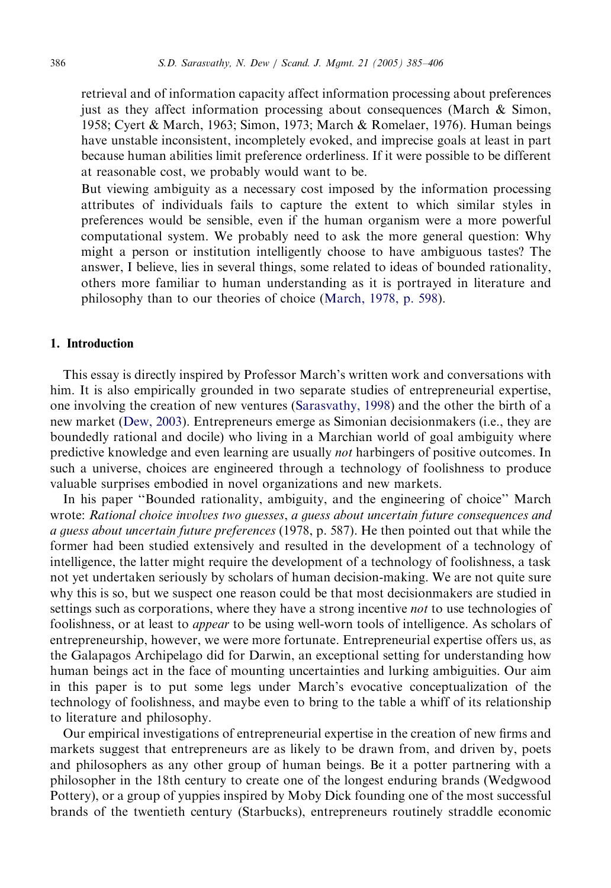retrieval and of information capacity affect information processing about preferences just as they affect information processing about consequences (March & Simon, 1958; Cyert & March, 1963; Simon, 1973; March & Romelaer, 1976). Human beings have unstable inconsistent, incompletely evoked, and imprecise goals at least in part because human abilities limit preference orderliness. If it were possible to be different at reasonable cost, we probably would want to be.

> But viewing ambiguity as a necessary cost imposed by the information processing attributes of individuals fails to capture the extent to which similar styles in preferences would be sensible, even if the human organism were a more powerful computational system. We probably need to ask the more general question: Why might a person or institution intelligently choose to have ambiguous tastes? The answer, I believe, lies in several things, some related to ideas of bounded rationality, others more familiar to human understanding as it is portrayed in literature and philosophy than to our theories of choice (March, 1978, p. 598).

## 1. Introduction

This essay is directly inspired by Professor March's written work and conversations with him. It is also empirically grounded in two separate studies of entrepreneurial expertise, one involving the creation of new ventures (Sarasvathy, 1998) and the other the birth of a new market (Dew, 2003). Entrepreneurs emerge as Simonian decisionmakers (i.e., they are boundedly rational and docile) who living in a Marchian world of goal ambiguity where predictive knowledge and even learning are usually *not* harbingers of positive outcomes. In such a universe, choices are engineered through a technology of foolishness to produce valuable surprises embodied in novel organizations and new markets.

In his paper "Bounded rationality, ambiguity, and the engineering of choice" March wrote: *Rational choice involves two guesses*, *a guess about uncertain future consequences and a guess about uncertain future preferences* (1978, p. 587). He then pointed out that while the former had been studied extensively and resulted in the development of a technology of intelligence, the latter might require the development of a technology of foolishness, a task not yet undertaken seriously by scholars of human decision-making. We are not quite sure why this is so, but we suspect one reason could be that most decisionmakers are studied in settings such as corporations, where they have a strong incentive *not* to use technologies of foolishness, or at least to *appear* to be using well-worn tools of intelligence. As scholars of entrepreneurship, however, we were more fortunate. Entrepreneurial expertise offers us, as the Galapagos Archipelago did for Darwin, an exceptional setting for understanding how human beings act in the face of mounting uncertainties and lurking ambiguities. Our aim in this paper is to put some legs under March's evocative conceptualization of the technology of foolishness, and maybe even to bring to the table a whiff of its relationship to literature and philosophy.

Our empirical investigations of entrepreneurial expertise in the creation of new firms and markets suggest that entrepreneurs are as likely to be drawn from, and driven by, poets and philosophers as any other group of human beings. Be it a potter partnering with a philosopher in the 18th century to create one of the longest enduring brands (Wedgwood Pottery), or a group of yuppies inspired by Moby Dick founding one of the most successful brands of the twentieth century (Starbucks), entrepreneurs routinely straddle economic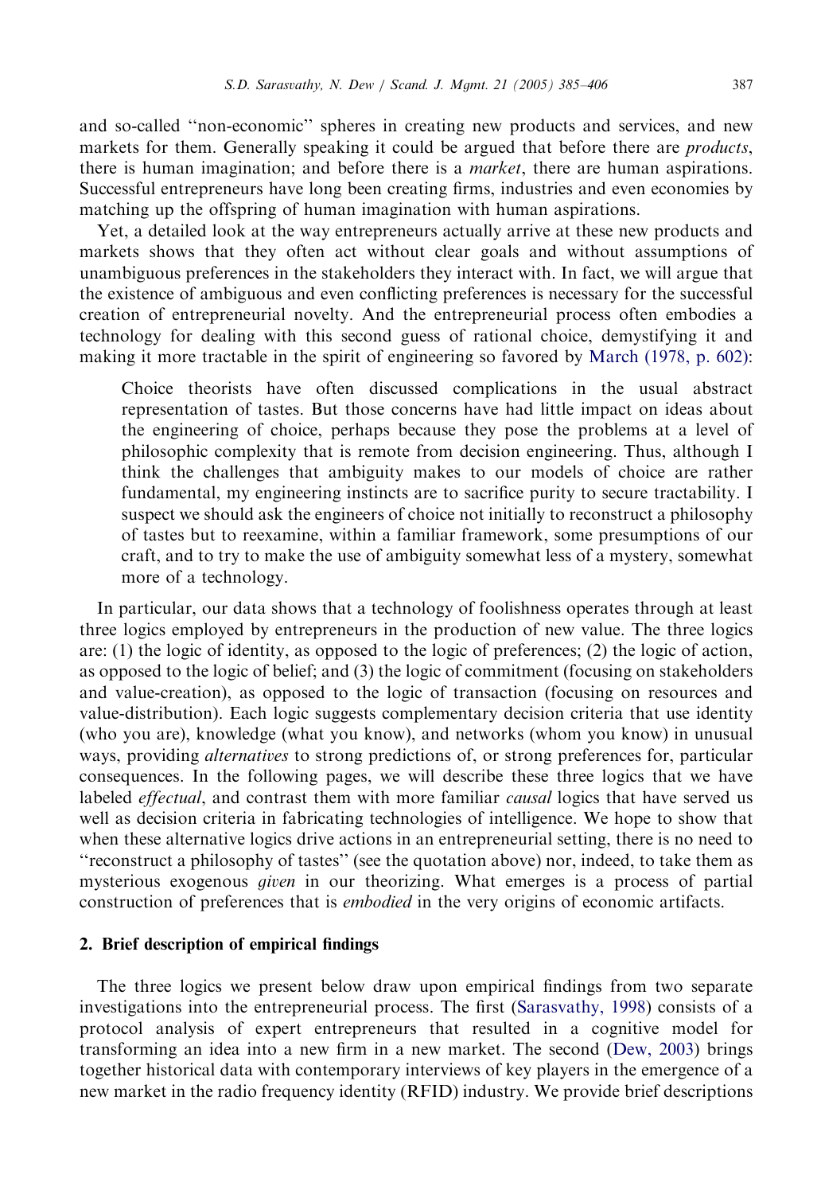and so-called ‘‘non-economic’’ spheres in creating new products and services, and new markets for them. Generally speaking it could be argued that before there are *products*, there is human imagination; and before there is a *market*, there are human aspirations. Successful entrepreneurs have long been creating firms, industries and even economies by matching up the offspring of human imagination with human aspirations.

Yet, a detailed look at the way entrepreneurs actually arrive at these new products and markets shows that they often act without clear goals and without assumptions of unambiguous preferences in the stakeholders they interact with. In fact, we will argue that the existence of ambiguous and even conflicting preferences is necessary for the successful creation of entrepreneurial novelty. And the entrepreneurial process often embodies a technology for dealing with this second guess of rational choice, demystifying it and making it more tractable in the spirit of engineering so favored by March (1978, p. 602):

> Choice theorists have often discussed complications in the usual abstract representation of tastes. But those concerns have had little impact on ideas about the engineering of choice, perhaps because they pose the problems at a level of philosophic complexity that is remote from decision engineering. Thus, although I think the challenges that ambiguity makes to our models of choice are rather fundamental, my engineering instincts are to sacrifice purity to secure tractability. I suspect we should ask the engineers of choice not initially to reconstruct a philosophy of tastes but to reexamine, within a familiar framework, some presumptions of our craft, and to try to make the use of ambiguity somewhat less of a mystery, somewhat more of a technology.

In particular, our data shows that a technology of foolishness operates through at least three logics employed by entrepreneurs in the production of new value. The three logics are: (1) the logic of identity, as opposed to the logic of preferences; (2) the logic of action, as opposed to the logic of belief; and (3) the logic of commitment (focusing on stakeholders and value-creation), as opposed to the logic of transaction (focusing on resources and value-distribution). Each logic suggests complementary decision criteria that use identity (who you are), knowledge (what you know), and networks (whom you know) in unusual ways, providing *alternatives* to strong predictions of, or strong preferences for, particular consequences. In the following pages, we will describe these three logics that we have labeled *effectual*, and contrast them with more familiar *causal* logics that have served us well as decision criteria in fabricating technologies of intelligence. We hope to show that when these alternative logics drive actions in an entrepreneurial setting, there is no need to ‘‘reconstruct a philosophy of tastes’’ (see the quotation above) nor, indeed, to take them as mysterious exogenous *given* in our theorizing. What emerges is a process of partial construction of preferences that is *embodied* in the very origins of economic artifacts.

## 2. Brief description of empirical findings

The three logics we present below draw upon empirical findings from two separate investigations into the entrepreneurial process. The first (Sarasvathy, 1998) consists of a protocol analysis of expert entrepreneurs that resulted in a cognitive model for transforming an idea into a new firm in a new market. The second (Dew, 2003) brings together historical data with contemporary interviews of key players in the emergence of a new market in the radio frequency identity (RFID) industry. We provide brief descriptions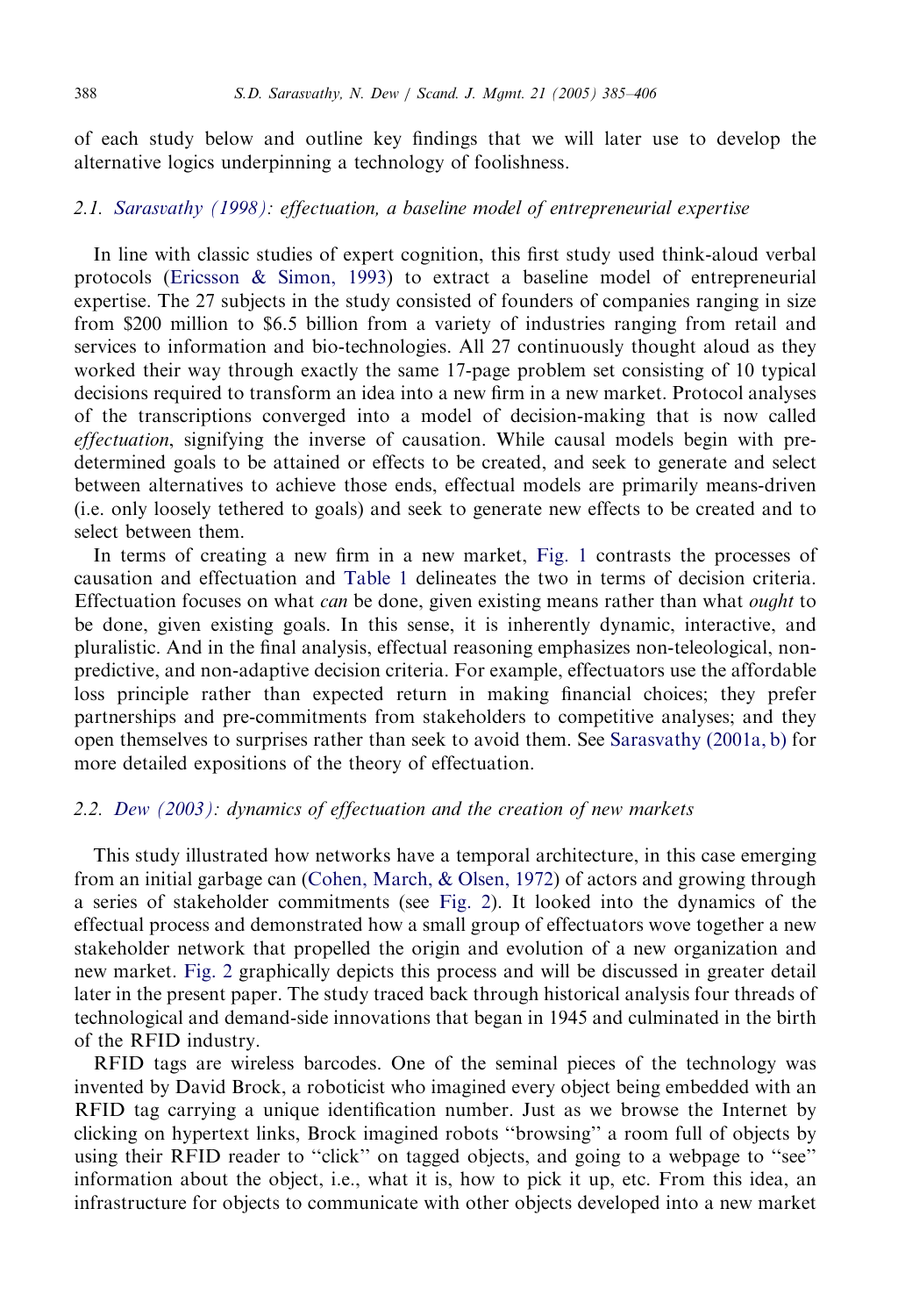of each study below and outline key findings that we will later use to develop the alternative logics underpinning a technology of foolishness.

### 2.1. Sarasvathy (1998): effectuation, a baseline model of entrepreneurial expertise

In line with classic studies of expert cognition, this first study used think-aloud verbal protocols (Ericsson & Simon, 1993) to extract a baseline model of entrepreneurial expertise. The 27 subjects in the study consisted of founders of companies ranging in size from $200 million to $6.5 billion from a variety of industries ranging from retail and services to information and bio-technologies. All 27 continuously thought aloud as they worked their way through exactly the same 17-page problem set consisting of 10 typical decisions required to transform an idea into a new firm in a new market. Protocol analyses of the transcriptions converged into a model of decision-making that is now called *effectuation*, signifying the inverse of causation. While causal models begin with pre-determined goals to be attained or effects to be created, and seek to generate and select between alternatives to achieve those ends, effectual models are primarily means-driven (i.e. only loosely tethered to goals) and seek to generate new effects to be created and to select between them.

In terms of creating a new firm in a new market, Fig. 1 contrasts the processes of causation and effectuation and Table 1 delineates the two in terms of decision criteria. Effectuation focuses on what *can* be done, given existing means rather than what *ought* to be done, given existing goals. In this sense, it is inherently dynamic, interactive, and pluralistic. And in the final analysis, effectual reasoning emphasizes non-teleological, non-predictive, and non-adaptive decision criteria. For example, effectuators use the affordable loss principle rather than expected return in making financial choices; they prefer partnerships and pre-commitments from stakeholders to competitive analyses; and they open themselves to surprises rather than seek to avoid them. See Sarasvathy (2001a, b) for more detailed expositions of the theory of effectuation.

### 2.2. Dew (2003): dynamics of effectuation and the creation of new markets

This study illustrated how networks have a temporal architecture, in this case emerging from an initial garbage can (Cohen, March, & Olsen, 1972) of actors and growing through a series of stakeholder commitments (see Fig. 2). It looked into the dynamics of the effectual process and demonstrated how a small group of effectuators wove together a new stakeholder network that propelled the origin and evolution of a new organization and new market. Fig. 2 graphically depicts this process and will be discussed in greater detail later in the present paper. The study traced back through historical analysis four threads of technological and demand-side innovations that began in 1945 and culminated in the birth of the RFID industry.

RFID tags are wireless barcodes. One of the seminal pieces of the technology was invented by David Brock, a roboticist who imagined every object being embedded with an RFID tag carrying a unique identification number. Just as we browse the Internet by clicking on hypertext links, Brock imagined robots "browsing" a room full of objects by using their RFID reader to "click" on tagged objects, and going to a webpage to "see" information about the object, i.e., what it is, how to pick it up, etc. From this idea, an infrastructure for objects to communicate with other objects developed into a new market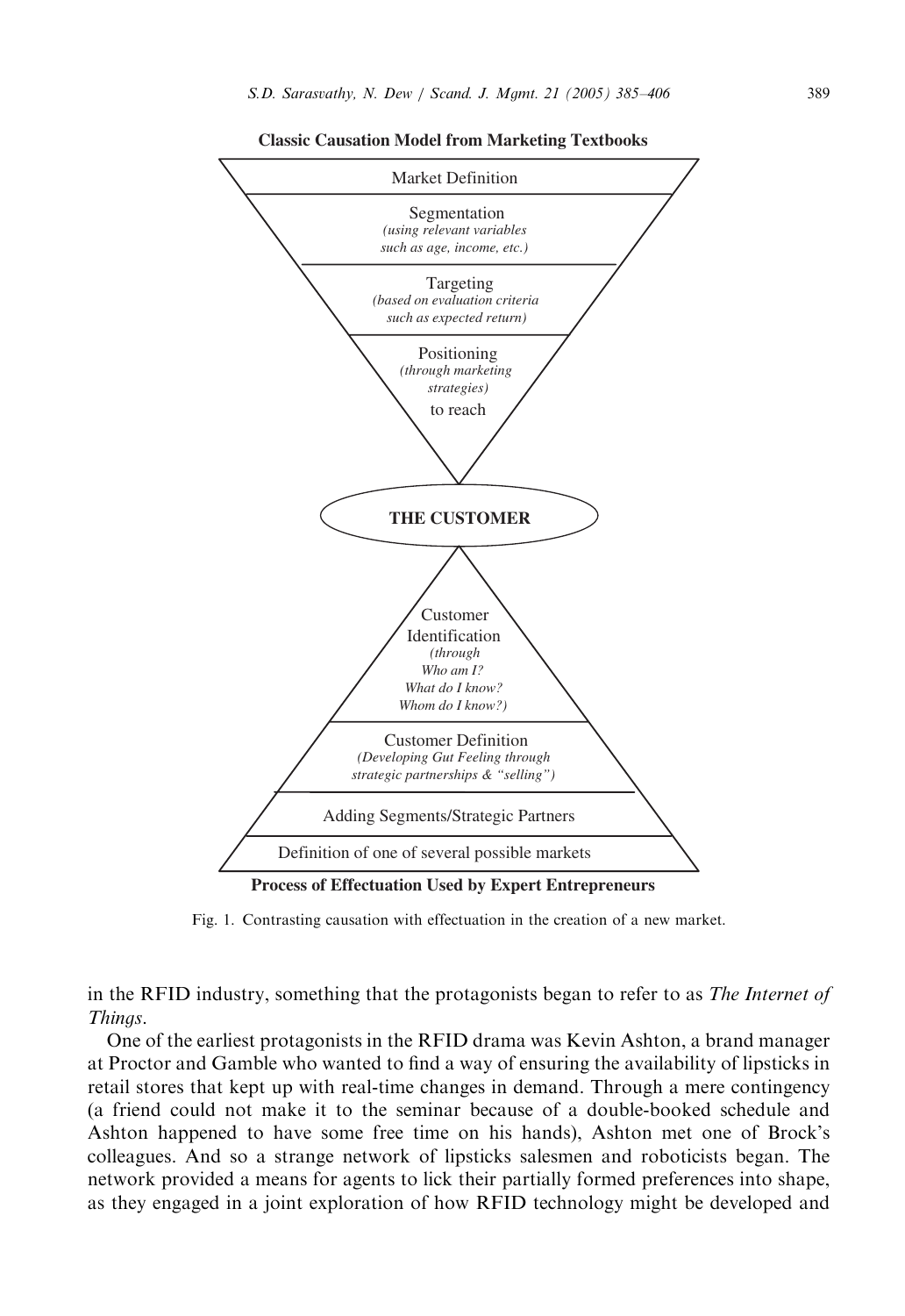**Classic Causation Model from Marketing Textbooks**

Market Definition

Segmentation
*(using relevant variables such as age, income, etc.)*

Targeting
*(based on evaluation criteria such as expected return)*

Positioning
*(through marketing strategies)*
to reach

**THE CUSTOMER**

Customer Identification
*(through Who am I? What do I know? Whom do I know?)*

Customer Definition
*(Developing Gut Feeling through strategic partnerships & "selling")*

Adding Segments/Strategic Partners

Definition of one of several possible markets

**Process of Effectuation Used by Expert Entrepreneurs**

Fig. 1. Contrasting causation with effectuation in the creation of a new market.

in the RFID industry, something that the protagonists began to refer to as *The Internet of Things*.

One of the earliest protagonists in the RFID drama was Kevin Ashton, a brand manager at Proctor and Gamble who wanted to find a way of ensuring the availability of lipsticks in retail stores that kept up with real-time changes in demand. Through a mere contingency (a friend could not make it to the seminar because of a double-booked schedule and Ashton happened to have some free time on his hands), Ashton met one of Brock's colleagues. And so a strange network of lipsticks salesmen and roboticists began. The network provided a means for agents to lick their partially formed preferences into shape, as they engaged in a joint exploration of how RFID technology might be developed and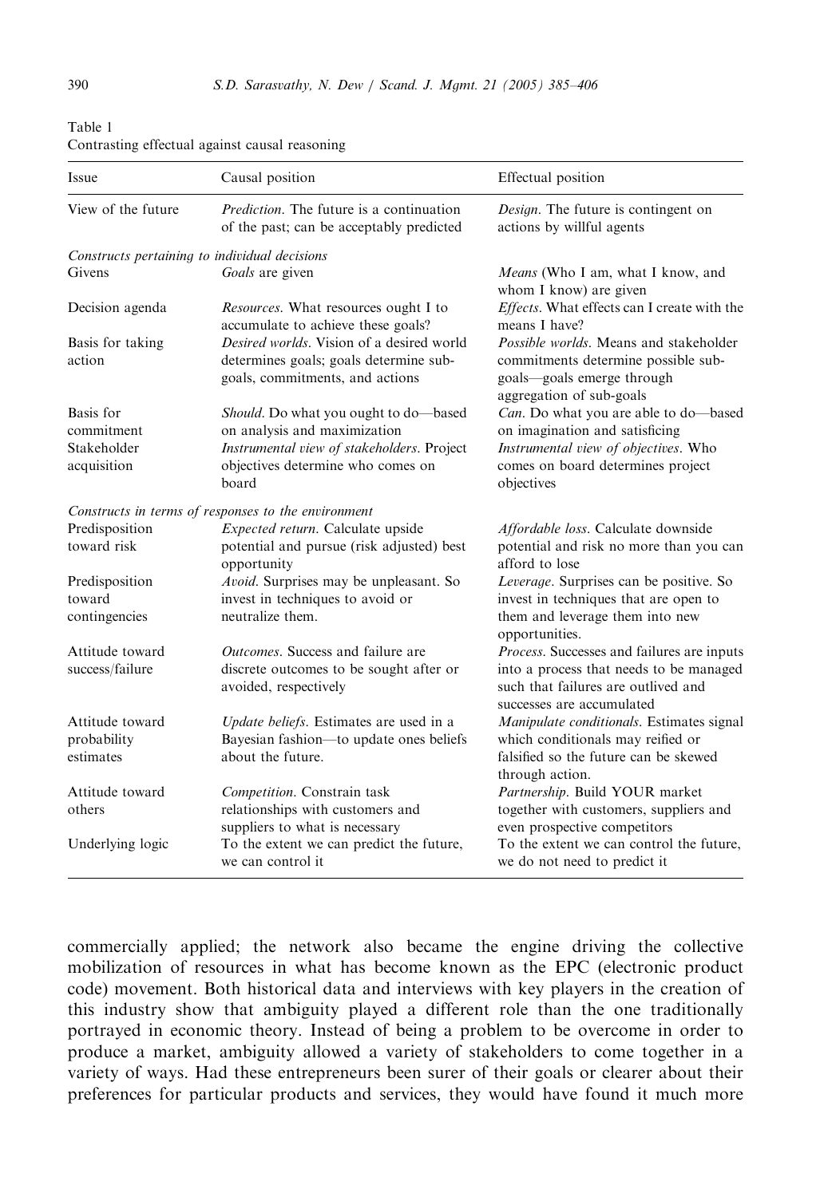Table 1
Contrasting effectual against causal reasoning

| Issue | Causal position | Effectual position |
|---|---|---|
| View of the future | *Prediction*. The future is a continuation of the past; can be acceptably predicted | *Design*. The future is contingent on actions by willful agents |
| *Constructs pertaining to individual decisions* | | |
| Givens | *Goals* are given | *Means* (Who I am, what I know, and whom I know) are given |
| Decision agenda | *Resources*. What resources ought I to accumulate to achieve these goals? | *Effects*. What effects can I create with the means I have? |
| Basis for taking action | *Desired worlds*. Vision of a desired world determines goals; goals determine sub-goals, commitments, and actions | *Possible worlds*. Means and stakeholder commitments determine possible sub-goals—goals emerge through aggregation of sub-goals |
| Basis for commitment | *Should*. Do what you ought to do—based on analysis and maximization | *Can*. Do what you are able to do—based on imagination and satisficing |
| Stakeholder acquisition | *Instrumental view of stakeholders*. Project objectives determine who comes on board | *Instrumental view of objectives*. Who comes on board determines project objectives |
| *Constructs in terms of responses to the environment* | | |
| Predisposition toward risk | *Expected return*. Calculate upside potential and pursue (risk adjusted) best opportunity | *Affordable loss*. Calculate downside potential and risk no more than you can afford to lose |
| Predisposition toward contingencies | *Avoid*. Surprises may be unpleasant. So invest in techniques to avoid or neutralize them. | *Leverage*. Surprises can be positive. So invest in techniques that are open to them and leverage them into new opportunities. |
| Attitude toward success/failure | *Outcomes*. Success and failure are discrete outcomes to be sought after or avoided, respectively | *Process*. Successes and failures are inputs into a process that needs to be managed such that failures are outlived and successes are accumulated |
| Attitude toward probability estimates | *Update beliefs*. Estimates are used in a Bayesian fashion—to update ones beliefs about the future. | *Manipulate conditionals*. Estimates signal which conditionals may reified or falsified so the future can be skewed through action. |
| Attitude toward others | *Competition*. Constrain task relationships with customers and suppliers to what is necessary | *Partnership*. Build YOUR market together with customers, suppliers and even prospective competitors |
| Underlying logic | To the extent we can predict the future, we can control it | To the extent we can control the future, we do not need to predict it |

commercially applied; the network also became the engine driving the collective mobilization of resources in what has become known as the EPC (electronic product code) movement. Both historical data and interviews with key players in the creation of this industry show that ambiguity played a different role than the one traditionally portrayed in economic theory. Instead of being a problem to be overcome in order to produce a market, ambiguity allowed a variety of stakeholders to come together in a variety of ways. Had these entrepreneurs been surer of their goals or clearer about their preferences for particular products and services, they would have found it much more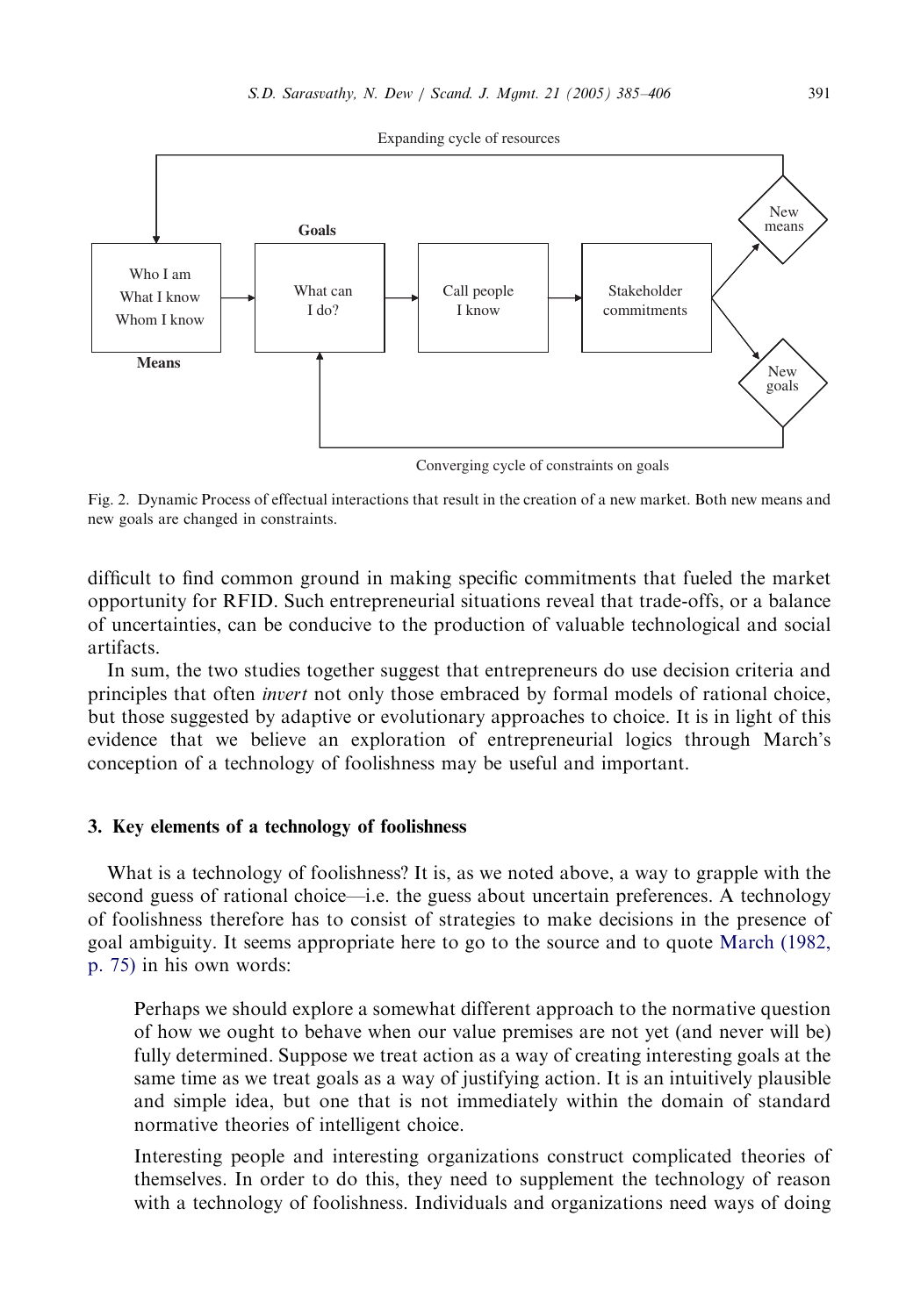Expanding cycle of resources

Goals

| Who I am<br>What I know<br>Whom I know | → | What can I do? | → | Call people I know | → | Stakeholder commitments | → New means / New goals |

Means

Converging cycle of constraints on goals

Fig. 2. Dynamic Process of effectual interactions that result in the creation of a new market. Both new means and new goals are changed in constraints.

difficult to find common ground in making specific commitments that fueled the market opportunity for RFID. Such entrepreneurial situations reveal that trade-offs, or a balance of uncertainties, can be conducive to the production of valuable technological and social artifacts.

In sum, the two studies together suggest that entrepreneurs do use decision criteria and principles that often *invert* not only those embraced by formal models of rational choice, but those suggested by adaptive or evolutionary approaches to choice. It is in light of this evidence that we believe an exploration of entrepreneurial logics through March's conception of a technology of foolishness may be useful and important.

## 3. Key elements of a technology of foolishness

What is a technology of foolishness? It is, as we noted above, a way to grapple with the second guess of rational choice—i.e. the guess about uncertain preferences. A technology of foolishness therefore has to consist of strategies to make decisions in the presence of goal ambiguity. It seems appropriate here to go to the source and to quote March (1982, p. 75) in his own words:

> Perhaps we should explore a somewhat different approach to the normative question of how we ought to behave when our value premises are not yet (and never will be) fully determined. Suppose we treat action as a way of creating interesting goals at the same time as we treat goals as a way of justifying action. It is an intuitively plausible and simple idea, but one that is not immediately within the domain of standard normative theories of intelligent choice.
>
> Interesting people and interesting organizations construct complicated theories of themselves. In order to do this, they need to supplement the technology of reason with a technology of foolishness. Individuals and organizations need ways of doing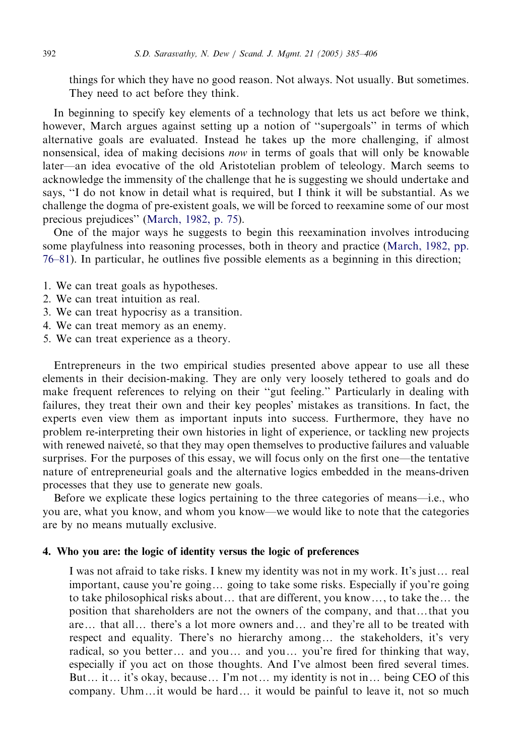things for which they have no good reason. Not always. Not usually. But sometimes. They need to act before they think.

In beginning to specify key elements of a technology that lets us act before we think, however, March argues against setting up a notion of "supergoals" in terms of which alternative goals are evaluated. Instead he takes up the more challenging, if almost nonsensical, idea of making decisions *now* in terms of goals that will only be knowable later—an idea evocative of the old Aristotelian problem of teleology. March seems to acknowledge the immensity of the challenge that he is suggesting we should undertake and says, "I do not know in detail what is required, but I think it will be substantial. As we challenge the dogma of pre-existent goals, we will be forced to reexamine some of our most precious prejudices" (March, 1982, p. 75).

One of the major ways he suggests to begin this reexamination involves introducing some playfulness into reasoning processes, both in theory and practice (March, 1982, pp. 76–81). In particular, he outlines five possible elements as a beginning in this direction;

1. We can treat goals as hypotheses.
2. We can treat intuition as real.
3. We can treat hypocrisy as a transition.
4. We can treat memory as an enemy.
5. We can treat experience as a theory.

Entrepreneurs in the two empirical studies presented above appear to use all these elements in their decision-making. They are only very loosely tethered to goals and do make frequent references to relying on their "gut feeling." Particularly in dealing with failures, they treat their own and their key peoples' mistakes as transitions. In fact, the experts even view them as important inputs into success. Furthermore, they have no problem re-interpreting their own histories in light of experience, or tackling new projects with renewed naiveté, so that they may open themselves to productive failures and valuable surprises. For the purposes of this essay, we will focus only on the first one—the tentative nature of entrepreneurial goals and the alternative logics embedded in the means-driven processes that they use to generate new goals.

Before we explicate these logics pertaining to the three categories of means—i.e., who you are, what you know, and whom you know—we would like to note that the categories are by no means mutually exclusive.

## 4. Who you are: the logic of identity versus the logic of preferences

> I was not afraid to take risks. I knew my identity was not in my work. It's just… real important, cause you're going… going to take some risks. Especially if you're going to take philosophical risks about… that are different, you know…, to take the… the position that shareholders are not the owners of the company, and that…that you are… that all… there's a lot more owners and… and they're all to be treated with respect and equality. There's no hierarchy among… the stakeholders, it's very radical, so you better… and you… and you… you're fired for thinking that way, especially if you act on those thoughts. And I've almost been fired several times. But… it… it's okay, because… I'm not… my identity is not in… being CEO of this company. Uhm…it would be hard… it would be painful to leave it, not so much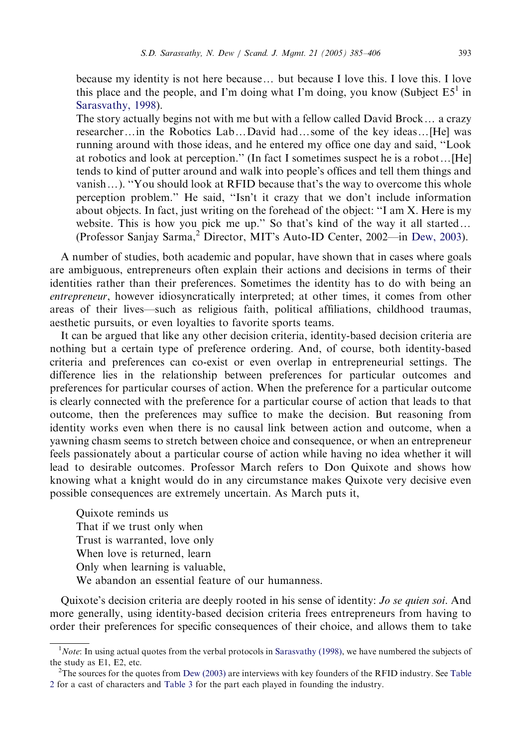because my identity is not here because… but because I love this. I love this. I love this place and the people, and I'm doing what I'm doing, you know (Subject E5[1] in Sarasvathy, 1998).

The story actually begins not with me but with a fellow called David Brock… a crazy researcher…in the Robotics Lab…David had…some of the key ideas…[He] was running around with those ideas, and he entered my office one day and said, ''Look at robotics and look at perception.'' (In fact I sometimes suspect he is a robot…[He] tends to kind of putter around and walk into people's offices and tell them things and vanish…). ''You should look at RFID because that's the way to overcome this whole perception problem.'' He said, ''Isn't it crazy that we don't include information about objects. In fact, just writing on the forehead of the object: ''I am X. Here is my website. This is how you pick me up.'' So that's kind of the way it all started… (Professor Sanjay Sarma,[2] Director, MIT's Auto-ID Center, 2002—in Dew, 2003).

A number of studies, both academic and popular, have shown that in cases where goals are ambiguous, entrepreneurs often explain their actions and decisions in terms of their identities rather than their preferences. Sometimes the identity has to do with being an *entrepreneur*, however idiosyncratically interpreted; at other times, it comes from other areas of their lives—such as religious faith, political affiliations, childhood traumas, aesthetic pursuits, or even loyalties to favorite sports teams.

It can be argued that like any other decision criteria, identity-based decision criteria are nothing but a certain type of preference ordering. And, of course, both identity-based criteria and preferences can co-exist or even overlap in entrepreneurial settings. The difference lies in the relationship between preferences for particular outcomes and preferences for particular courses of action. When the preference for a particular outcome is clearly connected with the preference for a particular course of action that leads to that outcome, then the preferences may suffice to make the decision. But reasoning from identity works even when there is no causal link between action and outcome, when a yawning chasm seems to stretch between choice and consequence, or when an entrepreneur feels passionately about a particular course of action while having no idea whether it will lead to desirable outcomes. Professor March refers to Don Quixote and shows how knowing what a knight would do in any circumstance makes Quixote very decisive even possible consequences are extremely uncertain. As March puts it,

> Quixote reminds us
> That if we trust only when
> Trust is warranted, love only
> When love is returned, learn
> Only when learning is valuable,
> We abandon an essential feature of our humanness.

Quixote's decision criteria are deeply rooted in his sense of identity: *Jo se quien soi*. And more generally, using identity-based decision criteria frees entrepreneurs from having to order their preferences for specific consequences of their choice, and allows them to take

---

[1] *Note*: In using actual quotes from the verbal protocols in Sarasvathy (1998), we have numbered the subjects of the study as E1, E2, etc.

[2] The sources for the quotes from Dew (2003) are interviews with key founders of the RFID industry. See Table 2 for a cast of characters and Table 3 for the part each played in founding the industry.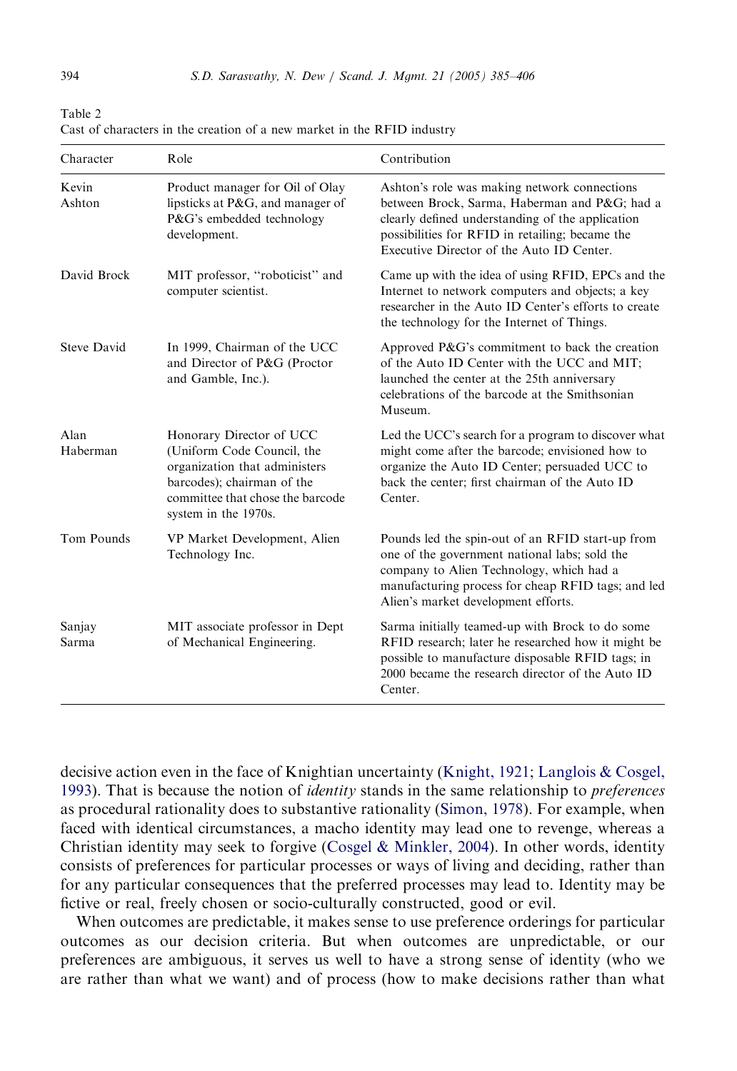Table 2
Cast of characters in the creation of a new market in the RFID industry

| Character | Role | Contribution |
|---|---|---|
| Kevin Ashton | Product manager for Oil of Olay lipsticks at P&G, and manager of P&G's embedded technology development. | Ashton's role was making network connections between Brock, Sarma, Haberman and P&G; had a clearly defined understanding of the application possibilities for RFID in retailing; became the Executive Director of the Auto ID Center. |
| David Brock | MIT professor, "roboticist" and computer scientist. | Came up with the idea of using RFID, EPCs and the Internet to network computers and objects; a key researcher in the Auto ID Center's efforts to create the technology for the Internet of Things. |
| Steve David | In 1999, Chairman of the UCC and Director of P&G (Proctor and Gamble, Inc.). | Approved P&G's commitment to back the creation of the Auto ID Center with the UCC and MIT; launched the center at the 25th anniversary celebrations of the barcode at the Smithsonian Museum. |
| Alan Haberman | Honorary Director of UCC (Uniform Code Council, the organization that administers barcodes); chairman of the committee that chose the barcode system in the 1970s. | Led the UCC's search for a program to discover what might come after the barcode; envisioned how to organize the Auto ID Center; persuaded UCC to back the center; first chairman of the Auto ID Center. |
| Tom Pounds | VP Market Development, Alien Technology Inc. | Pounds led the spin-out of an RFID start-up from one of the government national labs; sold the company to Alien Technology, which had a manufacturing process for cheap RFID tags; and led Alien's market development efforts. |
| Sanjay Sarma | MIT associate professor in Dept of Mechanical Engineering. | Sarma initially teamed-up with Brock to do some RFID research; later he researched how it might be possible to manufacture disposable RFID tags; in 2000 became the research director of the Auto ID Center. |

decisive action even in the face of Knightian uncertainty (Knight, 1921; Langlois & Cosgel, 1993). That is because the notion of *identity* stands in the same relationship to *preferences* as procedural rationality does to substantive rationality (Simon, 1978). For example, when faced with identical circumstances, a macho identity may lead one to revenge, whereas a Christian identity may seek to forgive (Cosgel & Minkler, 2004). In other words, identity consists of preferences for particular processes or ways of living and deciding, rather than for any particular consequences that the preferred processes may lead to. Identity may be fictive or real, freely chosen or socio-culturally constructed, good or evil.

When outcomes are predictable, it makes sense to use preference orderings for particular outcomes as our decision criteria. But when outcomes are unpredictable, or our preferences are ambiguous, it serves us well to have a strong sense of identity (who we are rather than what we want) and of process (how to make decisions rather than what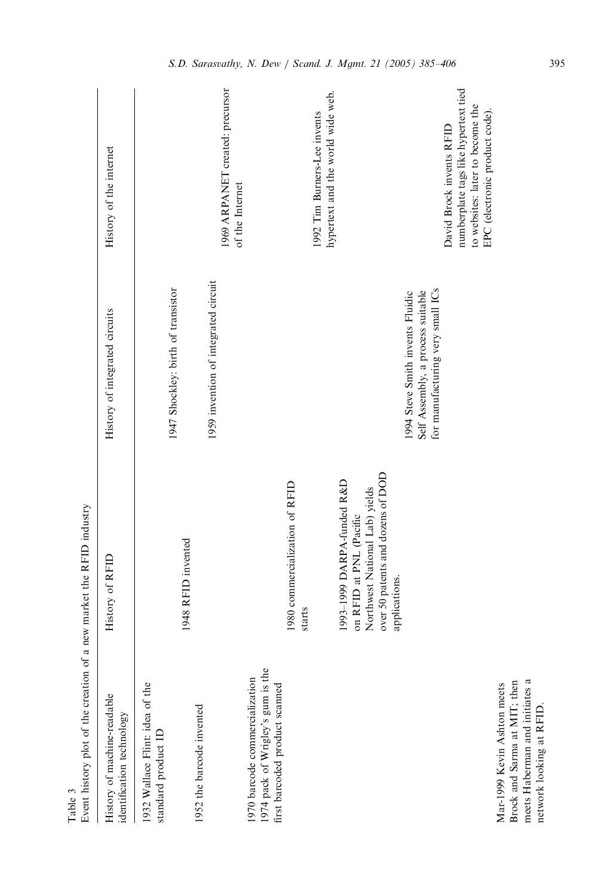Table 3
Event history plot of the creation of a new market the RFID industry

| History of machine-readable identification technology | History of RFID | History of integrated circuits | History of the internet |
|---|---|---|---|
| 1932 Wallace Flint: idea of the standard product ID | | | |
| | 1948 RFID invented | 1947 Shockley: birth of transistor | |
| 1952 the barcode invented | | | |
| | | 1959 invention of integrated circuit | |
| | | | 1969 ARPANET created: precursor of the Internet |
| 1970 barcode commercialization | | | |
| 1974 pack of Wrigley's gum is the first barcoded product scanned | | | |
| | 1980 commercialization of RFID starts | | |
| | | | 1992 Tim Burners-Lee invents hypertext and the world wide web. |
| | 1993–1999 DARPA-funded R&D on RFID at PNL (Pacific Northwest National Lab) yields over 50 patents and dozens of DOD applications. | | |
| | | 1994 Steve Smith invents Fluidic Self Assembly, a process suitable for manufacturing very small ICs | |
| | | | David Brock invents RFID numberplate tags like hypertext tied to websites: later to become the EPC (electronic product code). |
| Mar-1999 Kevin Ashton meets Brock and Sarma at MIT; then meets Haberman and initiates a network looking at RFID. | | | |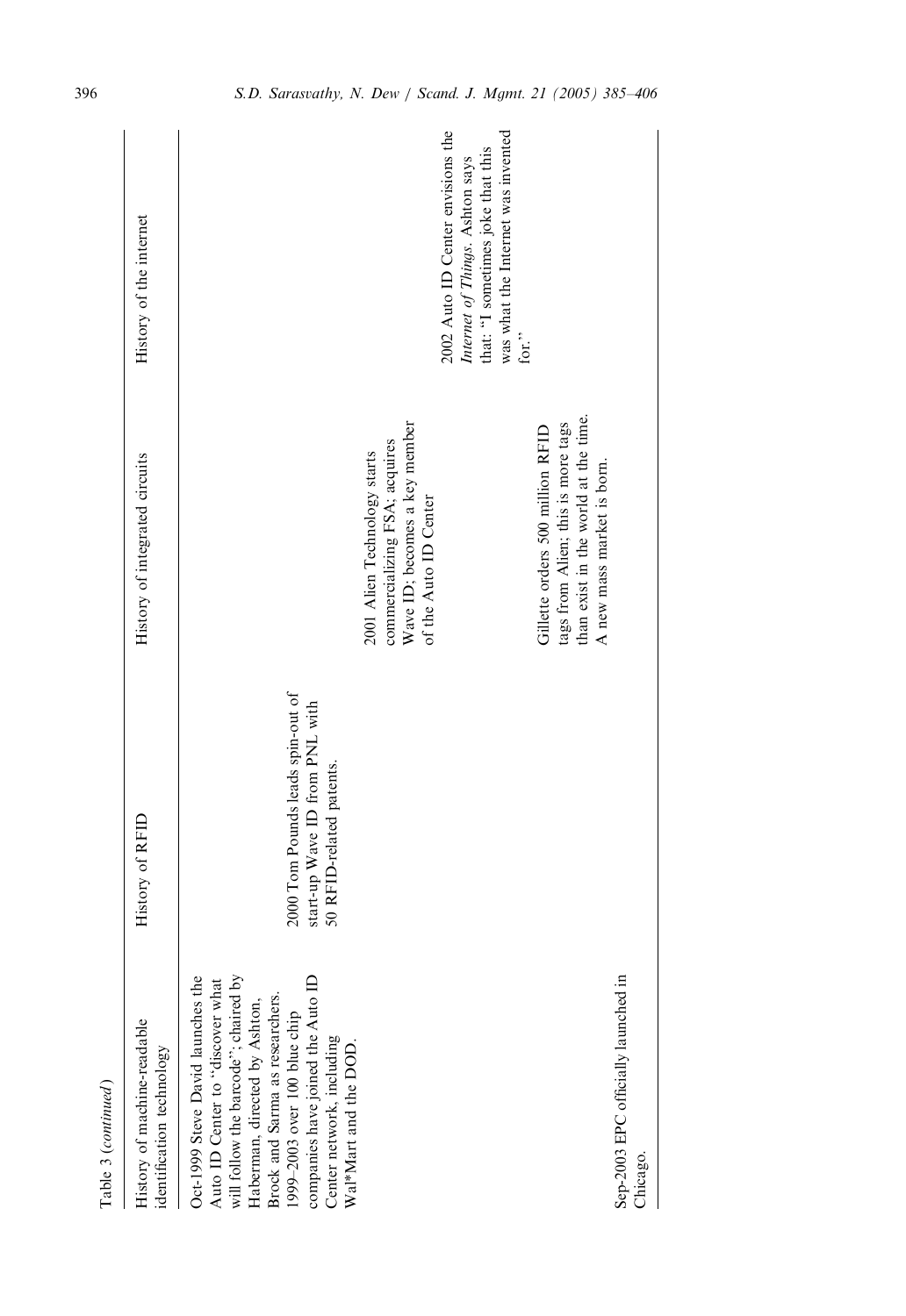Table 3 (*continued*)

| History of machine-readable identification technology | History of RFID | History of integrated circuits | History of the internet |
|---|---|---|---|
| Oct-1999 Steve David launches the Auto ID Center to "discover what will follow the barcode"; chaired by Haberman, directed by Ashton, Brock and Sarma as researchers. 1999–2003 over 100 blue chip companies have joined the Auto ID Center network, including Wal*Mart and the DOD. | | | |
| | 2000 Tom Pounds leads spin-out of start-up Wave ID from PNL with 50 RFID-related patents. | | |
| | | 2001 Alien Technology starts commercializing FSA; acquires Wave ID; becomes a key member of the Auto ID Center | |
| | | | 2002 Auto ID Center envisions the *Internet of Things*. Ashton says that: "I sometimes joke that this was what the Internet was invented for." |
| | | Gillette orders 500 million RFID tags from Alien; this is more tags than exist in the world at the time. A new mass market is born. | |
| Sep-2003 EPC officially launched in Chicago. | | | |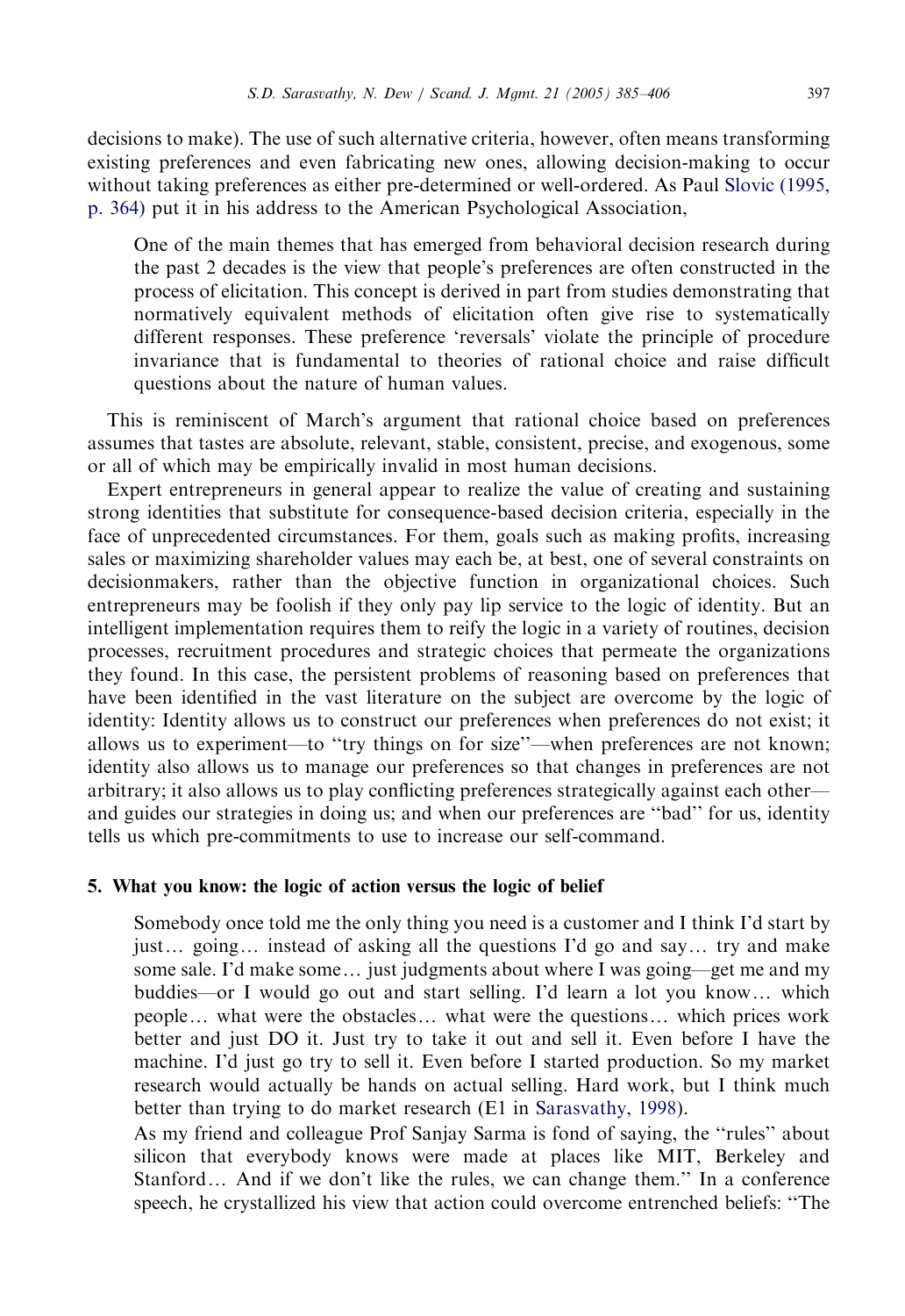decisions to make). The use of such alternative criteria, however, often means transforming existing preferences and even fabricating new ones, allowing decision-making to occur without taking preferences as either pre-determined or well-ordered. As Paul Slovic (1995, p. 364) put it in his address to the American Psychological Association,

> One of the main themes that has emerged from behavioral decision research during the past 2 decades is the view that people's preferences are often constructed in the process of elicitation. This concept is derived in part from studies demonstrating that normatively equivalent methods of elicitation often give rise to systematically different responses. These preference 'reversals' violate the principle of procedure invariance that is fundamental to theories of rational choice and raise difficult questions about the nature of human values.

This is reminiscent of March's argument that rational choice based on preferences assumes that tastes are absolute, relevant, stable, consistent, precise, and exogenous, some or all of which may be empirically invalid in most human decisions.

Expert entrepreneurs in general appear to realize the value of creating and sustaining strong identities that substitute for consequence-based decision criteria, especially in the face of unprecedented circumstances. For them, goals such as making profits, increasing sales or maximizing shareholder values may each be, at best, one of several constraints on decisionmakers, rather than the objective function in organizational choices. Such entrepreneurs may be foolish if they only pay lip service to the logic of identity. But an intelligent implementation requires them to reify the logic in a variety of routines, decision processes, recruitment procedures and strategic choices that permeate the organizations they found. In this case, the persistent problems of reasoning based on preferences that have been identified in the vast literature on the subject are overcome by the logic of identity: Identity allows us to construct our preferences when preferences do not exist; it allows us to experiment—to "try things on for size"—when preferences are not known; identity also allows us to manage our preferences so that changes in preferences are not arbitrary; it also allows us to play conflicting preferences strategically against each other—and guides our strategies in doing us; and when our preferences are "bad" for us, identity tells us which pre-commitments to use to increase our self-command.

## 5. What you know: the logic of action versus the logic of belief

> Somebody once told me the only thing you need is a customer and I think I'd start by just… going… instead of asking all the questions I'd go and say… try and make some sale. I'd make some… just judgments about where I was going—get me and my buddies—or I would go out and start selling. I'd learn a lot you know… which people… what were the obstacles… what were the questions… which prices work better and just DO it. Just try to take it out and sell it. Even before I have the machine. I'd just go try to sell it. Even before I started production. So my market research would actually be hands on actual selling. Hard work, but I think much better than trying to do market research (E1 in Sarasvathy, 1998).
>
> As my friend and colleague Prof Sanjay Sarma is fond of saying, the "rules" about silicon that everybody knows were made at places like MIT, Berkeley and Stanford… And if we don't like the rules, we can change them." In a conference speech, he crystallized his view that action could overcome entrenched beliefs: "The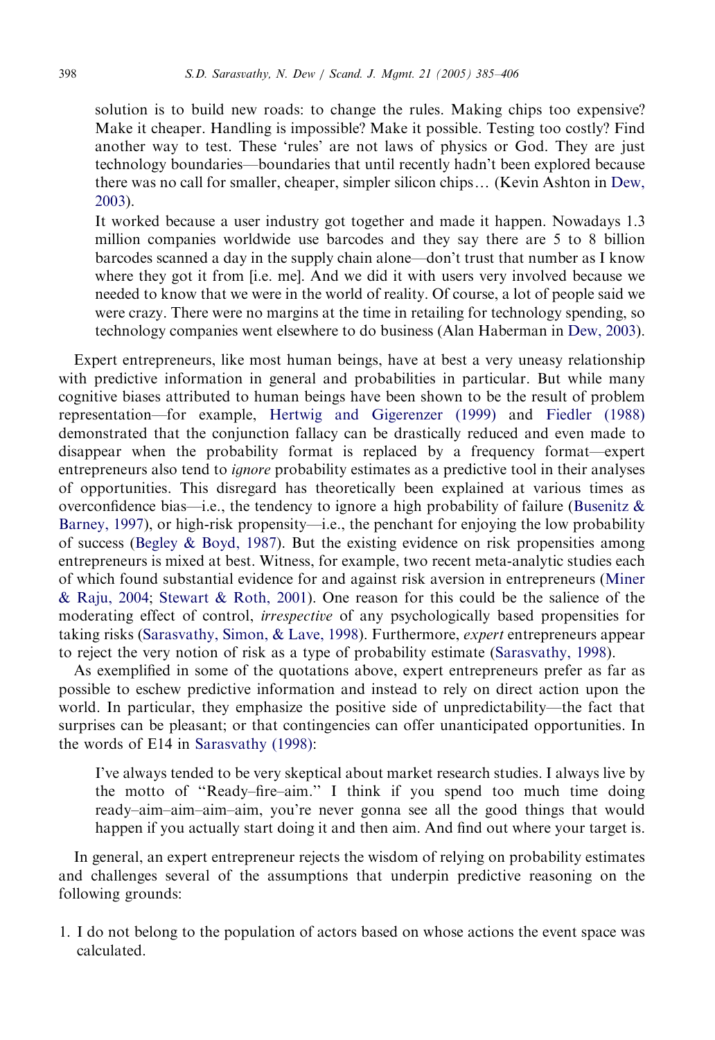> solution is to build new roads: to change the rules. Making chips too expensive? Make it cheaper. Handling is impossible? Make it possible. Testing too costly? Find another way to test. These 'rules' are not laws of physics or God. They are just technology boundaries—boundaries that until recently hadn't been explored because there was no call for smaller, cheaper, simpler silicon chips… (Kevin Ashton in Dew, 2003).
>
> It worked because a user industry got together and made it happen. Nowadays 1.3 million companies worldwide use barcodes and they say there are 5 to 8 billion barcodes scanned a day in the supply chain alone—don't trust that number as I know where they got it from [i.e. me]. And we did it with users very involved because we needed to know that we were in the world of reality. Of course, a lot of people said we were crazy. There were no margins at the time in retailing for technology spending, so technology companies went elsewhere to do business (Alan Haberman in Dew, 2003).

Expert entrepreneurs, like most human beings, have at best a very uneasy relationship with predictive information in general and probabilities in particular. But while many cognitive biases attributed to human beings have been shown to be the result of problem representation—for example, Hertwig and Gigerenzer (1999) and Fiedler (1988) demonstrated that the conjunction fallacy can be drastically reduced and even made to disappear when the probability format is replaced by a frequency format—expert entrepreneurs also tend to *ignore* probability estimates as a predictive tool in their analyses of opportunities. This disregard has theoretically been explained at various times as overconfidence bias—i.e., the tendency to ignore a high probability of failure (Busenitz & Barney, 1997), or high-risk propensity—i.e., the penchant for enjoying the low probability of success (Begley & Boyd, 1987). But the existing evidence on risk propensities among entrepreneurs is mixed at best. Witness, for example, two recent meta-analytic studies each of which found substantial evidence for and against risk aversion in entrepreneurs (Miner & Raju, 2004; Stewart & Roth, 2001). One reason for this could be the salience of the moderating effect of control, *irrespective* of any psychologically based propensities for taking risks (Sarasvathy, Simon, & Lave, 1998). Furthermore, *expert* entrepreneurs appear to reject the very notion of risk as a type of probability estimate (Sarasvathy, 1998).

As exemplified in some of the quotations above, expert entrepreneurs prefer as far as possible to eschew predictive information and instead to rely on direct action upon the world. In particular, they emphasize the positive side of unpredictability—the fact that surprises can be pleasant; or that contingencies can offer unanticipated opportunities. In the words of E14 in Sarasvathy (1998):

> I've always tended to be very skeptical about market research studies. I always live by the motto of "Ready–fire–aim." I think if you spend too much time doing ready–aim–aim–aim–aim, you're never gonna see all the good things that would happen if you actually start doing it and then aim. And find out where your target is.

In general, an expert entrepreneur rejects the wisdom of relying on probability estimates and challenges several of the assumptions that underpin predictive reasoning on the following grounds:

1. I do not belong to the population of actors based on whose actions the event space was calculated.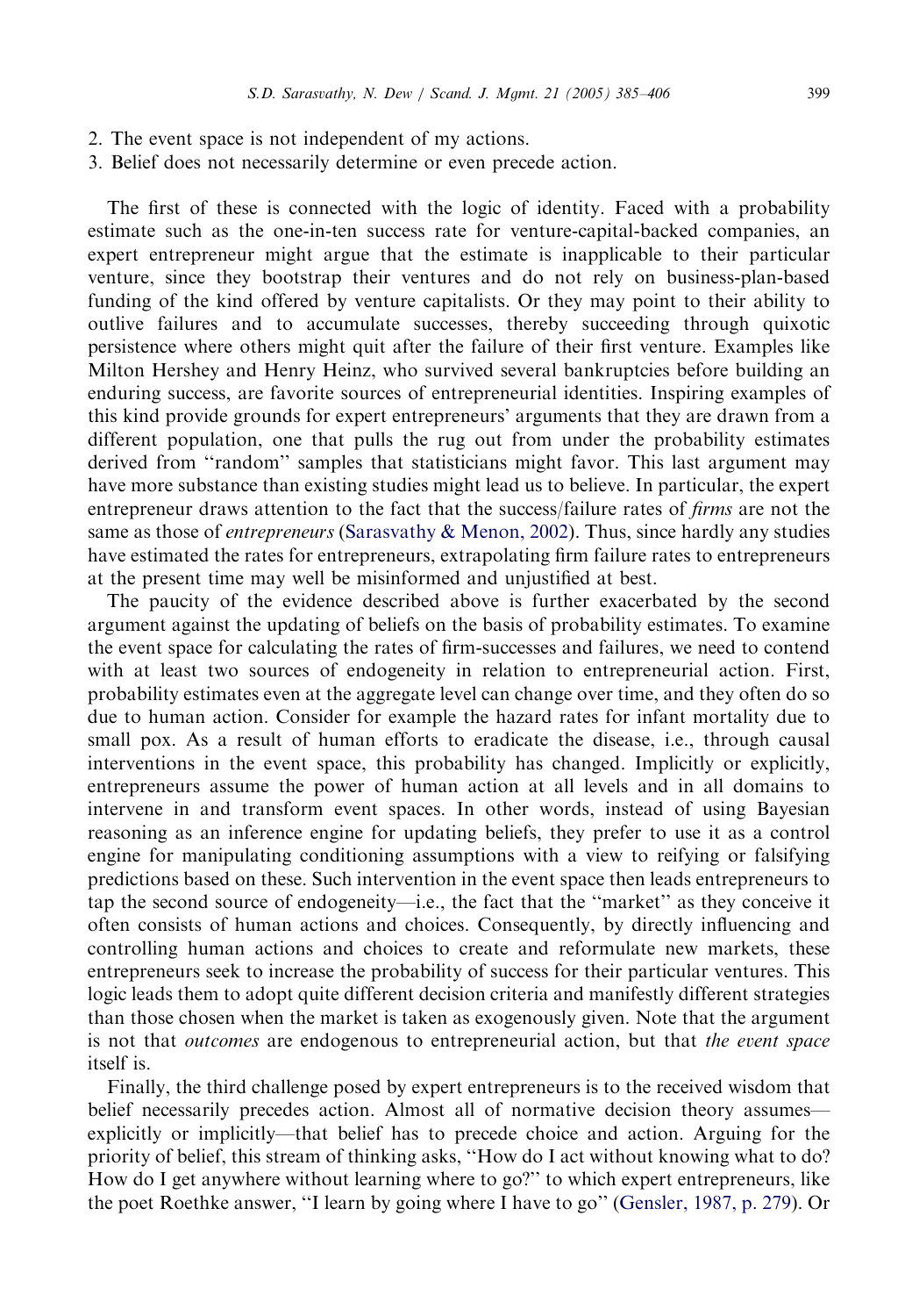2. The event space is not independent of my actions.
3. Belief does not necessarily determine or even precede action.

The first of these is connected with the logic of identity. Faced with a probability estimate such as the one-in-ten success rate for venture-capital-backed companies, an expert entrepreneur might argue that the estimate is inapplicable to their particular venture, since they bootstrap their ventures and do not rely on business-plan-based funding of the kind offered by venture capitalists. Or they may point to their ability to outlive failures and to accumulate successes, thereby succeeding through quixotic persistence where others might quit after the failure of their first venture. Examples like Milton Hershey and Henry Heinz, who survived several bankruptcies before building an enduring success, are favorite sources of entrepreneurial identities. Inspiring examples of this kind provide grounds for expert entrepreneurs' arguments that they are drawn from a different population, one that pulls the rug out from under the probability estimates derived from "random" samples that statisticians might favor. This last argument may have more substance than existing studies might lead us to believe. In particular, the expert entrepreneur draws attention to the fact that the success/failure rates of *firms* are not the same as those of *entrepreneurs* (Sarasvathy & Menon, 2002). Thus, since hardly any studies have estimated the rates for entrepreneurs, extrapolating firm failure rates to entrepreneurs at the present time may well be misinformed and unjustified at best.

The paucity of the evidence described above is further exacerbated by the second argument against the updating of beliefs on the basis of probability estimates. To examine the event space for calculating the rates of firm-successes and failures, we need to contend with at least two sources of endogeneity in relation to entrepreneurial action. First, probability estimates even at the aggregate level can change over time, and they often do so due to human action. Consider for example the hazard rates for infant mortality due to small pox. As a result of human efforts to eradicate the disease, i.e., through causal interventions in the event space, this probability has changed. Implicitly or explicitly, entrepreneurs assume the power of human action at all levels and in all domains to intervene in and transform event spaces. In other words, instead of using Bayesian reasoning as an inference engine for updating beliefs, they prefer to use it as a control engine for manipulating conditioning assumptions with a view to reifying or falsifying predictions based on these. Such intervention in the event space then leads entrepreneurs to tap the second source of endogeneity—i.e., the fact that the "market" as they conceive it often consists of human actions and choices. Consequently, by directly influencing and controlling human actions and choices to create and reformulate new markets, these entrepreneurs seek to increase the probability of success for their particular ventures. This logic leads them to adopt quite different decision criteria and manifestly different strategies than those chosen when the market is taken as exogenously given. Note that the argument is not that *outcomes* are endogenous to entrepreneurial action, but that *the event space* itself is.

Finally, the third challenge posed by expert entrepreneurs is to the received wisdom that belief necessarily precedes action. Almost all of normative decision theory assumes—explicitly or implicitly—that belief has to precede choice and action. Arguing for the priority of belief, this stream of thinking asks, "How do I act without knowing what to do? How do I get anywhere without learning where to go?" to which expert entrepreneurs, like the poet Roethke answer, "I learn by going where I have to go" (Gensler, 1987, p. 279). Or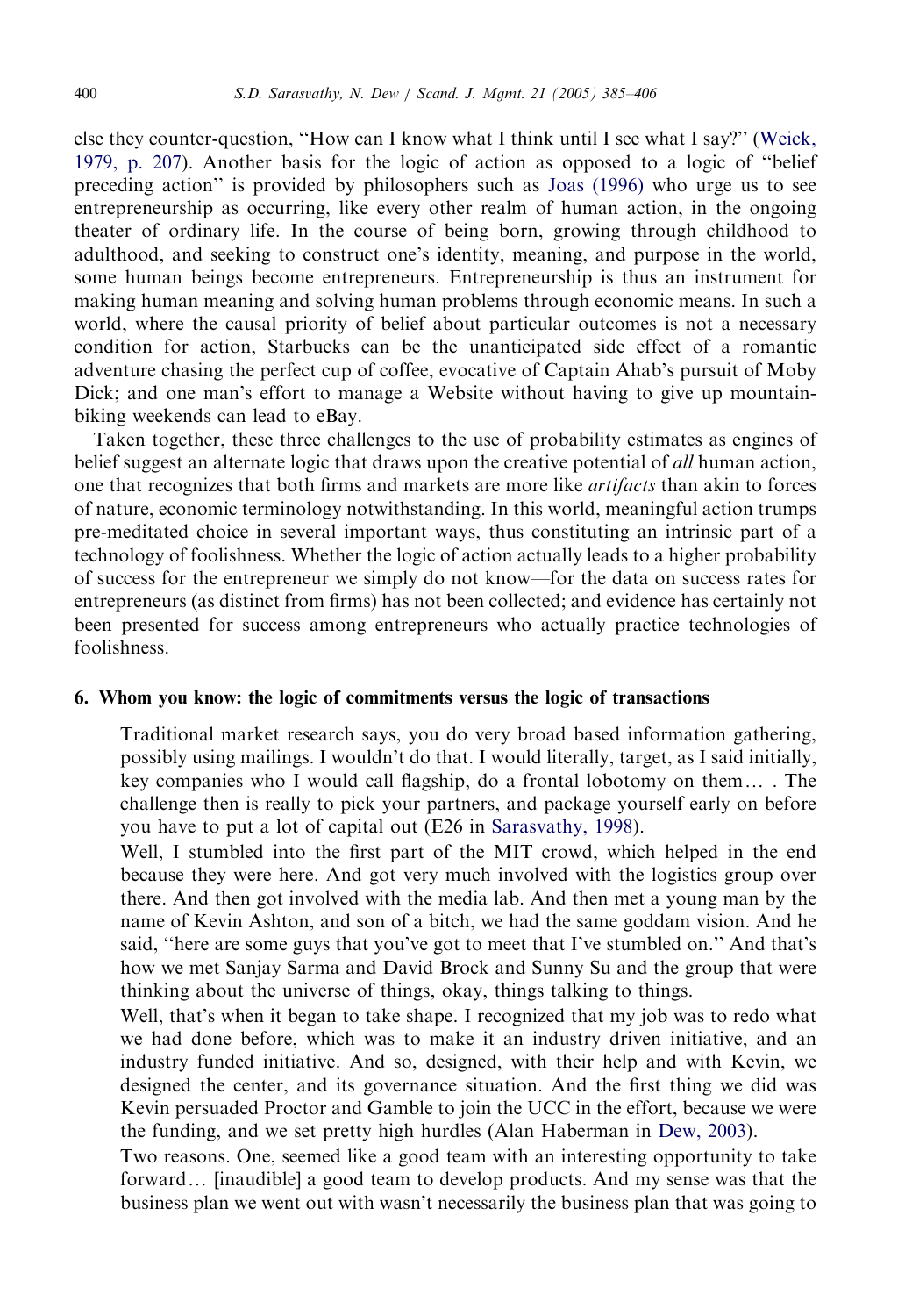else they counter-question, "How can I know what I think until I see what I say?" (Weick, 1979, p. 207). Another basis for the logic of action as opposed to a logic of "belief preceding action" is provided by philosophers such as Joas (1996) who urge us to see entrepreneurship as occurring, like every other realm of human action, in the ongoing theater of ordinary life. In the course of being born, growing through childhood to adulthood, and seeking to construct one's identity, meaning, and purpose in the world, some human beings become entrepreneurs. Entrepreneurship is thus an instrument for making human meaning and solving human problems through economic means. In such a world, where the causal priority of belief about particular outcomes is not a necessary condition for action, Starbucks can be the unanticipated side effect of a romantic adventure chasing the perfect cup of coffee, evocative of Captain Ahab's pursuit of Moby Dick; and one man's effort to manage a Website without having to give up mountain-biking weekends can lead to eBay.

Taken together, these three challenges to the use of probability estimates as engines of belief suggest an alternate logic that draws upon the creative potential of *all* human action, one that recognizes that both firms and markets are more like *artifacts* than akin to forces of nature, economic terminology notwithstanding. In this world, meaningful action trumps pre-meditated choice in several important ways, thus constituting an intrinsic part of a technology of foolishness. Whether the logic of action actually leads to a higher probability of success for the entrepreneur we simply do not know—for the data on success rates for entrepreneurs (as distinct from firms) has not been collected; and evidence has certainly not been presented for success among entrepreneurs who actually practice technologies of foolishness.

## 6. Whom you know: the logic of commitments versus the logic of transactions

> Traditional market research says, you do very broad based information gathering, possibly using mailings. I wouldn't do that. I would literally, target, as I said initially, key companies who I would call flagship, do a frontal lobotomy on them… . The challenge then is really to pick your partners, and package yourself early on before you have to put a lot of capital out (E26 in Sarasvathy, 1998).
>
> Well, I stumbled into the first part of the MIT crowd, which helped in the end because they were here. And got very much involved with the logistics group over there. And then got involved with the media lab. And then met a young man by the name of Kevin Ashton, and son of a bitch, we had the same goddam vision. And he said, "here are some guys that you've got to meet that I've stumbled on." And that's how we met Sanjay Sarma and David Brock and Sunny Su and the group that were thinking about the universe of things, okay, things talking to things.
>
> Well, that's when it began to take shape. I recognized that my job was to redo what we had done before, which was to make it an industry driven initiative, and an industry funded initiative. And so, designed, with their help and with Kevin, we designed the center, and its governance situation. And the first thing we did was Kevin persuaded Proctor and Gamble to join the UCC in the effort, because we were the funding, and we set pretty high hurdles (Alan Haberman in Dew, 2003).
>
> Two reasons. One, seemed like a good team with an interesting opportunity to take forward… [inaudible] a good team to develop products. And my sense was that the business plan we went out with wasn't necessarily the business plan that was going to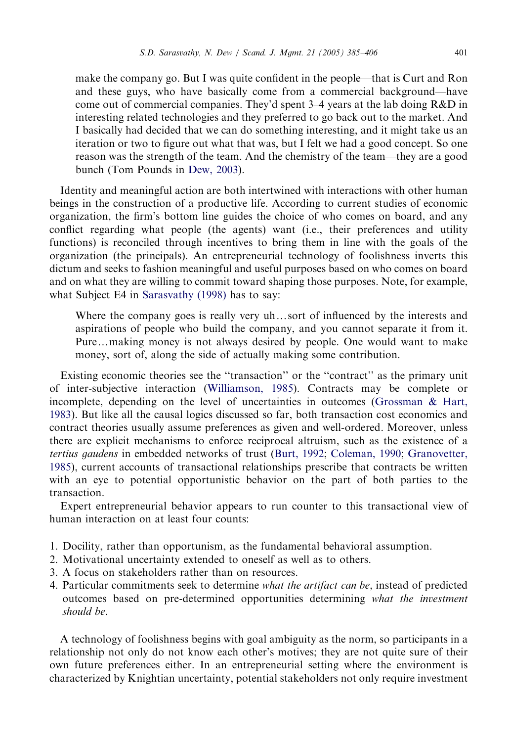> make the company go. But I was quite confident in the people—that is Curt and Ron and these guys, who have basically come from a commercial background—have come out of commercial companies. They'd spent 3–4 years at the lab doing R&D in interesting related technologies and they preferred to go back out to the market. And I basically had decided that we can do something interesting, and it might take us an iteration or two to figure out what that was, but I felt we had a good concept. So one reason was the strength of the team. And the chemistry of the team—they are a good bunch (Tom Pounds in Dew, 2003).

Identity and meaningful action are both intertwined with interactions with other human beings in the construction of a productive life. According to current studies of economic organization, the firm's bottom line guides the choice of who comes on board, and any conflict regarding what people (the agents) want (i.e., their preferences and utility functions) is reconciled through incentives to bring them in line with the goals of the organization (the principals). An entrepreneurial technology of foolishness inverts this dictum and seeks to fashion meaningful and useful purposes based on who comes on board and on what they are willing to commit toward shaping those purposes. Note, for example, what Subject E4 in Sarasvathy (1998) has to say:

> Where the company goes is really very uh…sort of influenced by the interests and aspirations of people who build the company, and you cannot separate it from it. Pure…making money is not always desired by people. One would want to make money, sort of, along the side of actually making some contribution.

Existing economic theories see the "transaction" or the "contract" as the primary unit of inter-subjective interaction (Williamson, 1985). Contracts may be complete or incomplete, depending on the level of uncertainties in outcomes (Grossman & Hart, 1983). But like all the causal logics discussed so far, both transaction cost economics and contract theories usually assume preferences as given and well-ordered. Moreover, unless there are explicit mechanisms to enforce reciprocal altruism, such as the existence of a *tertius gaudens* in embedded networks of trust (Burt, 1992; Coleman, 1990; Granovetter, 1985), current accounts of transactional relationships prescribe that contracts be written with an eye to potential opportunistic behavior on the part of both parties to the transaction.

Expert entrepreneurial behavior appears to run counter to this transactional view of human interaction on at least four counts:

1. Docility, rather than opportunism, as the fundamental behavioral assumption.
2. Motivational uncertainty extended to oneself as well as to others.
3. A focus on stakeholders rather than on resources.
4. Particular commitments seek to determine *what the artifact can be*, instead of predicted outcomes based on pre-determined opportunities determining *what the investment should be*.

A technology of foolishness begins with goal ambiguity as the norm, so participants in a relationship not only do not know each other's motives; they are not quite sure of their own future preferences either. In an entrepreneurial setting where the environment is characterized by Knightian uncertainty, potential stakeholders not only require investment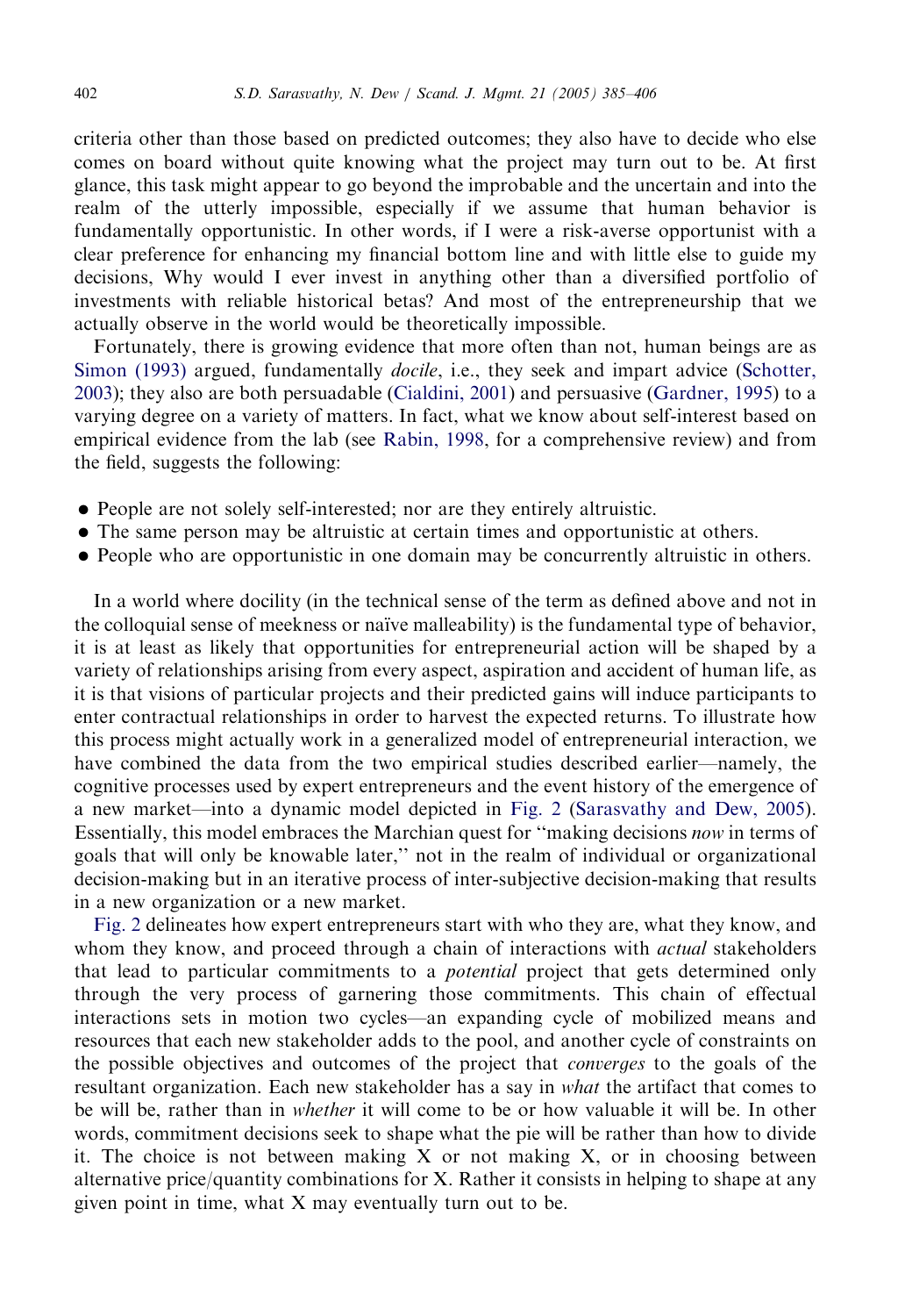criteria other than those based on predicted outcomes; they also have to decide who else comes on board without quite knowing what the project may turn out to be. At first glance, this task might appear to go beyond the improbable and the uncertain and into the realm of the utterly impossible, especially if we assume that human behavior is fundamentally opportunistic. In other words, if I were a risk-averse opportunist with a clear preference for enhancing my financial bottom line and with little else to guide my decisions, Why would I ever invest in anything other than a diversified portfolio of investments with reliable historical betas? And most of the entrepreneurship that we actually observe in the world would be theoretically impossible.

Fortunately, there is growing evidence that more often than not, human beings are as Simon (1993) argued, fundamentally *docile*, i.e., they seek and impart advice (Schotter, 2003); they also are both persuadable (Cialdini, 2001) and persuasive (Gardner, 1995) to a varying degree on a variety of matters. In fact, what we know about self-interest based on empirical evidence from the lab (see Rabin, 1998, for a comprehensive review) and from the field, suggests the following:

- People are not solely self-interested; nor are they entirely altruistic.
- The same person may be altruistic at certain times and opportunistic at others.
- People who are opportunistic in one domain may be concurrently altruistic in others.

In a world where docility (in the technical sense of the term as defined above and not in the colloquial sense of meekness or naïve malleability) is the fundamental type of behavior, it is at least as likely that opportunities for entrepreneurial action will be shaped by a variety of relationships arising from every aspect, aspiration and accident of human life, as it is that visions of particular projects and their predicted gains will induce participants to enter contractual relationships in order to harvest the expected returns. To illustrate how this process might actually work in a generalized model of entrepreneurial interaction, we have combined the data from the two empirical studies described earlier—namely, the cognitive processes used by expert entrepreneurs and the event history of the emergence of a new market—into a dynamic model depicted in Fig. 2 (Sarasvathy and Dew, 2005). Essentially, this model embraces the Marchian quest for "making decisions *now* in terms of goals that will only be knowable later," not in the realm of individual or organizational decision-making but in an iterative process of inter-subjective decision-making that results in a new organization or a new market.

Fig. 2 delineates how expert entrepreneurs start with who they are, what they know, and whom they know, and proceed through a chain of interactions with *actual* stakeholders that lead to particular commitments to a *potential* project that gets determined only through the very process of garnering those commitments. This chain of effectual interactions sets in motion two cycles—an expanding cycle of mobilized means and resources that each new stakeholder adds to the pool, and another cycle of constraints on the possible objectives and outcomes of the project that *converges* to the goals of the resultant organization. Each new stakeholder has a say in *what* the artifact that comes to be will be, rather than in *whether* it will come to be or how valuable it will be. In other words, commitment decisions seek to shape what the pie will be rather than how to divide it. The choice is not between making X or not making X, or in choosing between alternative price/quantity combinations for X. Rather it consists in helping to shape at any given point in time, what X may eventually turn out to be.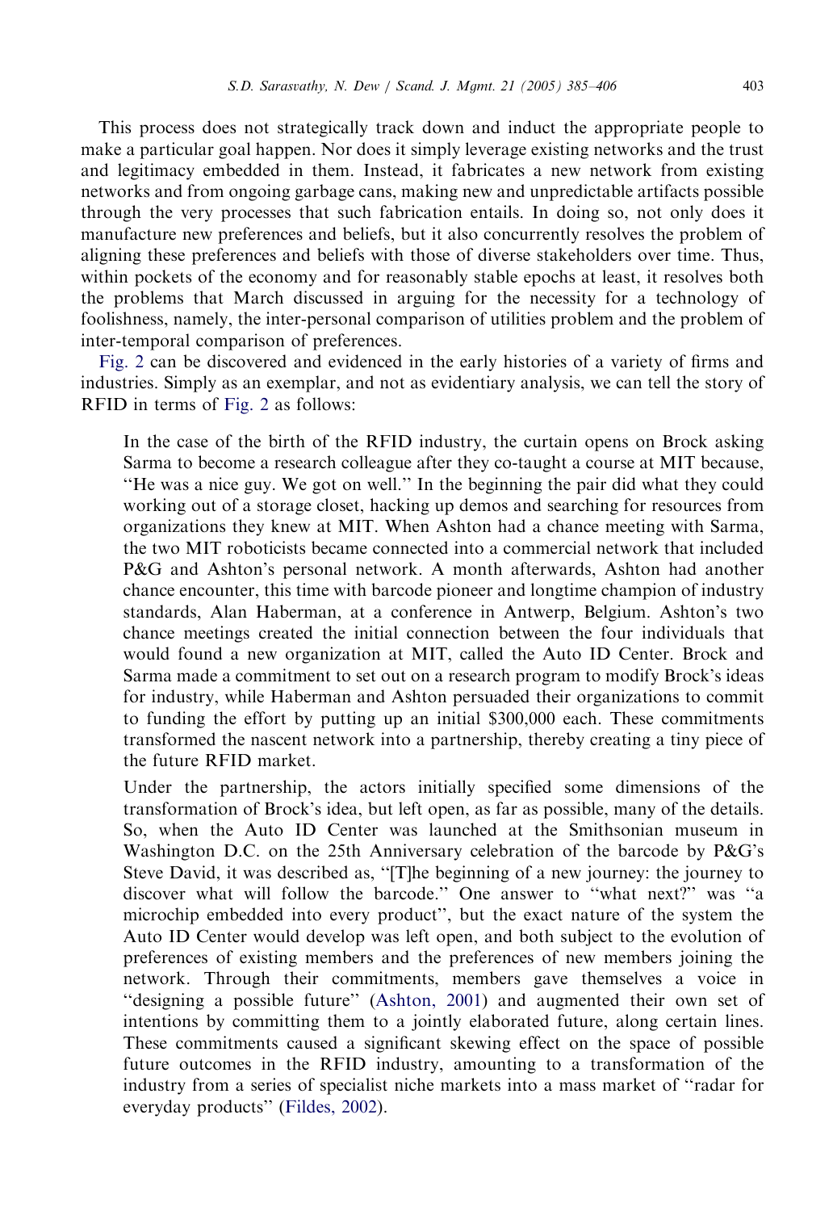This process does not strategically track down and induct the appropriate people to make a particular goal happen. Nor does it simply leverage existing networks and the trust and legitimacy embedded in them. Instead, it fabricates a new network from existing networks and from ongoing garbage cans, making new and unpredictable artifacts possible through the very processes that such fabrication entails. In doing so, not only does it manufacture new preferences and beliefs, but it also concurrently resolves the problem of aligning these preferences and beliefs with those of diverse stakeholders over time. Thus, within pockets of the economy and for reasonably stable epochs at least, it resolves both the problems that March discussed in arguing for the necessity for a technology of foolishness, namely, the inter-personal comparison of utilities problem and the problem of inter-temporal comparison of preferences.

Fig. 2 can be discovered and evidenced in the early histories of a variety of firms and industries. Simply as an exemplar, and not as evidentiary analysis, we can tell the story of RFID in terms of Fig. 2 as follows:

> In the case of the birth of the RFID industry, the curtain opens on Brock asking Sarma to become a research colleague after they co-taught a course at MIT because, "He was a nice guy. We got on well." In the beginning the pair did what they could working out of a storage closet, hacking up demos and searching for resources from organizations they knew at MIT. When Ashton had a chance meeting with Sarma, the two MIT roboticists became connected into a commercial network that included P&G and Ashton's personal network. A month afterwards, Ashton had another chance encounter, this time with barcode pioneer and longtime champion of industry standards, Alan Haberman, at a conference in Antwerp, Belgium. Ashton's two chance meetings created the initial connection between the four individuals that would found a new organization at MIT, called the Auto ID Center. Brock and Sarma made a commitment to set out on a research program to modify Brock's ideas for industry, while Haberman and Ashton persuaded their organizations to commit to funding the effort by putting up an initial $300,000 each. These commitments transformed the nascent network into a partnership, thereby creating a tiny piece of the future RFID market.
>
> Under the partnership, the actors initially specified some dimensions of the transformation of Brock's idea, but left open, as far as possible, many of the details. So, when the Auto ID Center was launched at the Smithsonian museum in Washington D.C. on the 25th Anniversary celebration of the barcode by P&G's Steve David, it was described as, "[T]he beginning of a new journey: the journey to discover what will follow the barcode." One answer to "what next?" was "a microchip embedded into every product", but the exact nature of the system the Auto ID Center would develop was left open, and both subject to the evolution of preferences of existing members and the preferences of new members joining the network. Through their commitments, members gave themselves a voice in "designing a possible future" (Ashton, 2001) and augmented their own set of intentions by committing them to a jointly elaborated future, along certain lines. These commitments caused a significant skewing effect on the space of possible future outcomes in the RFID industry, amounting to a transformation of the industry from a series of specialist niche markets into a mass market of "radar for everyday products" (Fildes, 2002).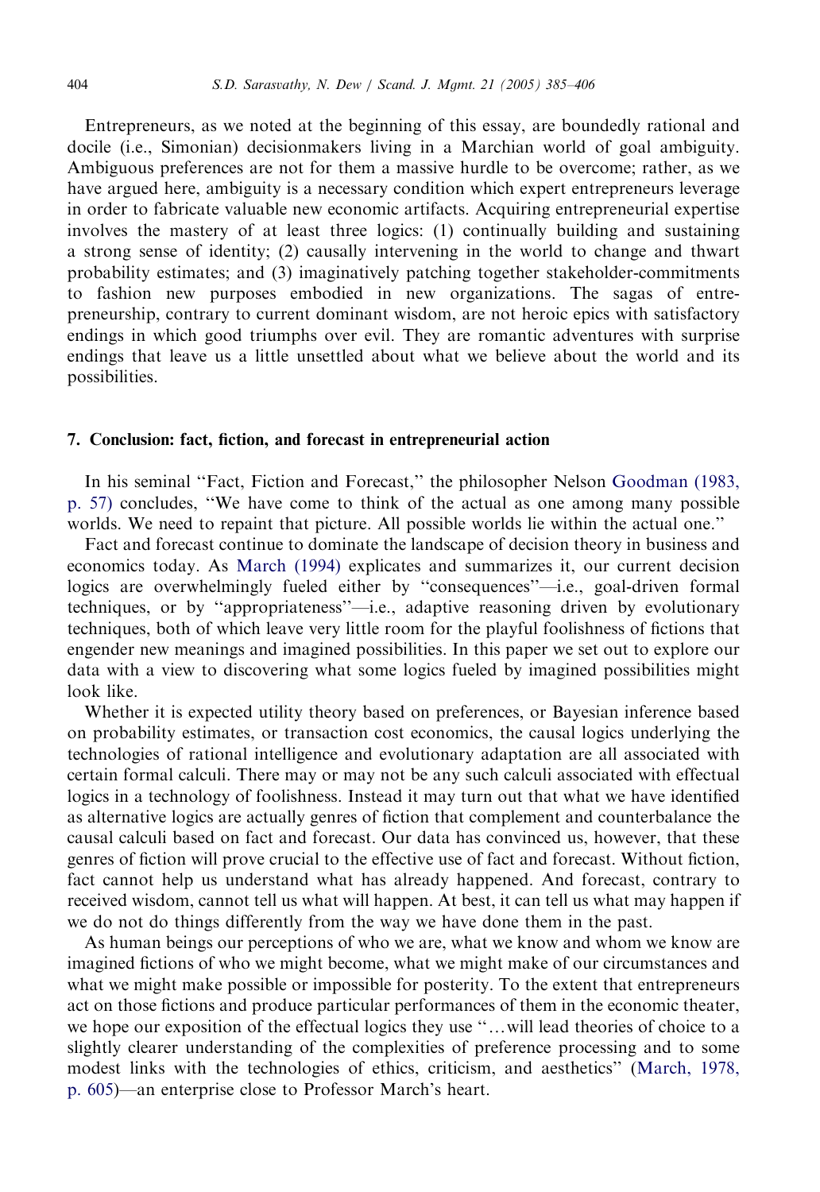Entrepreneurs, as we noted at the beginning of this essay, are boundedly rational and docile (i.e., Simonian) decisionmakers living in a Marchian world of goal ambiguity. Ambiguous preferences are not for them a massive hurdle to be overcome; rather, as we have argued here, ambiguity is a necessary condition which expert entrepreneurs leverage in order to fabricate valuable new economic artifacts. Acquiring entrepreneurial expertise involves the mastery of at least three logics: (1) continually building and sustaining a strong sense of identity; (2) causally intervening in the world to change and thwart probability estimates; and (3) imaginatively patching together stakeholder-commitments to fashion new purposes embodied in new organizations. The sagas of entrepreneurship, contrary to current dominant wisdom, are not heroic epics with satisfactory endings in which good triumphs over evil. They are romantic adventures with surprise endings that leave us a little unsettled about what we believe about the world and its possibilities.

## 7. Conclusion: fact, fiction, and forecast in entrepreneurial action

In his seminal ''Fact, Fiction and Forecast,'' the philosopher Nelson Goodman (1983, p. 57) concludes, ''We have come to think of the actual as one among many possible worlds. We need to repaint that picture. All possible worlds lie within the actual one.''

Fact and forecast continue to dominate the landscape of decision theory in business and economics today. As March (1994) explicates and summarizes it, our current decision logics are overwhelmingly fueled either by ''consequences''—i.e., goal-driven formal techniques, or by ''appropriateness''—i.e., adaptive reasoning driven by evolutionary techniques, both of which leave very little room for the playful foolishness of fictions that engender new meanings and imagined possibilities. In this paper we set out to explore our data with a view to discovering what some logics fueled by imagined possibilities might look like.

Whether it is expected utility theory based on preferences, or Bayesian inference based on probability estimates, or transaction cost economics, the causal logics underlying the technologies of rational intelligence and evolutionary adaptation are all associated with certain formal calculi. There may or may not be any such calculi associated with effectual logics in a technology of foolishness. Instead it may turn out that what we have identified as alternative logics are actually genres of fiction that complement and counterbalance the causal calculi based on fact and forecast. Our data has convinced us, however, that these genres of fiction will prove crucial to the effective use of fact and forecast. Without fiction, fact cannot help us understand what has already happened. And forecast, contrary to received wisdom, cannot tell us what will happen. At best, it can tell us what may happen if we do not do things differently from the way we have done them in the past.

As human beings our perceptions of who we are, what we know and whom we know are imagined fictions of who we might become, what we might make of our circumstances and what we might make possible or impossible for posterity. To the extent that entrepreneurs act on those fictions and produce particular performances of them in the economic theater, we hope our exposition of the effectual logics they use ''…will lead theories of choice to a slightly clearer understanding of the complexities of preference processing and to some modest links with the technologies of ethics, criticism, and aesthetics'' (March, 1978, p. 605)—an enterprise close to Professor March's heart.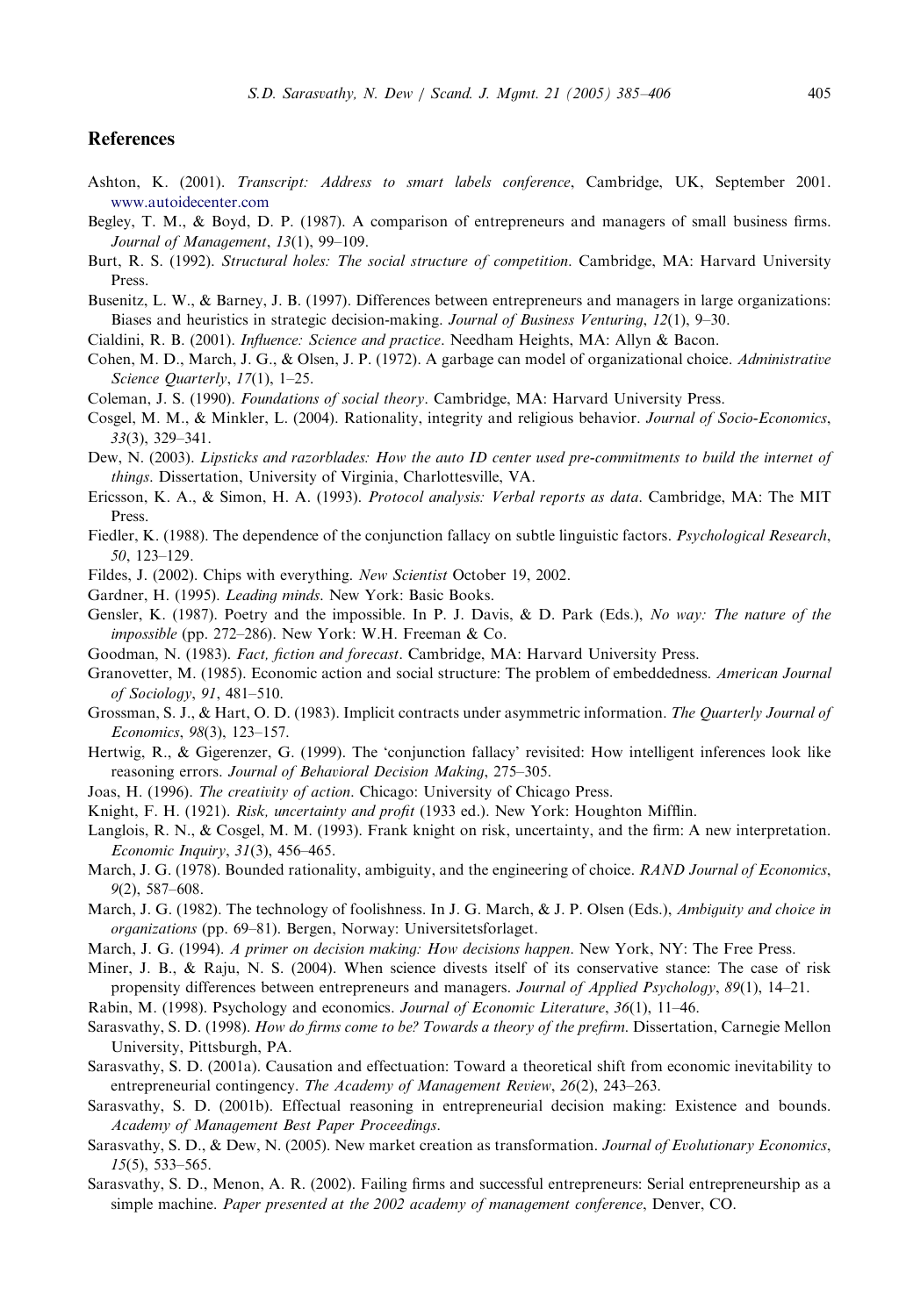## References

Ashton, K. (2001). *Transcript: Address to smart labels conference*, Cambridge, UK, September 2001. www.autoidecenter.com

Begley, T. M., & Boyd, D. P. (1987). A comparison of entrepreneurs and managers of small business firms. *Journal of Management*, *13*(1), 99–109.

Burt, R. S. (1992). *Structural holes: The social structure of competition*. Cambridge, MA: Harvard University Press.

Busenitz, L. W., & Barney, J. B. (1997). Differences between entrepreneurs and managers in large organizations: Biases and heuristics in strategic decision-making. *Journal of Business Venturing*, *12*(1), 9–30.

Cialdini, R. B. (2001). *Influence: Science and practice*. Needham Heights, MA: Allyn & Bacon.

Cohen, M. D., March, J. G., & Olsen, J. P. (1972). A garbage can model of organizational choice. *Administrative Science Quarterly*, *17*(1), 1–25.

Coleman, J. S. (1990). *Foundations of social theory*. Cambridge, MA: Harvard University Press.

Cosgel, M. M., & Minkler, L. (2004). Rationality, integrity and religious behavior. *Journal of Socio-Economics*, *33*(3), 329–341.

Dew, N. (2003). *Lipsticks and razorblades: How the auto ID center used pre-commitments to build the internet of things*. Dissertation, University of Virginia, Charlottesville, VA.

Ericsson, K. A., & Simon, H. A. (1993). *Protocol analysis: Verbal reports as data*. Cambridge, MA: The MIT Press.

Fiedler, K. (1988). The dependence of the conjunction fallacy on subtle linguistic factors. *Psychological Research*, *50*, 123–129.

Fildes, J. (2002). Chips with everything. *New Scientist* October 19, 2002.

Gardner, H. (1995). *Leading minds*. New York: Basic Books.

Gensler, K. (1987). Poetry and the impossible. In P. J. Davis, & D. Park (Eds.), *No way: The nature of the impossible* (pp. 272–286). New York: W.H. Freeman & Co.

Goodman, N. (1983). *Fact, fiction and forecast*. Cambridge, MA: Harvard University Press.

Granovetter, M. (1985). Economic action and social structure: The problem of embeddedness. *American Journal of Sociology*, *91*, 481–510.

Grossman, S. J., & Hart, O. D. (1983). Implicit contracts under asymmetric information. *The Quarterly Journal of Economics*, *98*(3), 123–157.

Hertwig, R., & Gigerenzer, G. (1999). The 'conjunction fallacy' revisited: How intelligent inferences look like reasoning errors. *Journal of Behavioral Decision Making*, 275–305.

Joas, H. (1996). *The creativity of action*. Chicago: University of Chicago Press.

Knight, F. H. (1921). *Risk, uncertainty and profit* (1933 ed.). New York: Houghton Mifflin.

Langlois, R. N., & Cosgel, M. M. (1993). Frank knight on risk, uncertainty, and the firm: A new interpretation. *Economic Inquiry*, *31*(3), 456–465.

March, J. G. (1978). Bounded rationality, ambiguity, and the engineering of choice. *RAND Journal of Economics*, *9*(2), 587–608.

March, J. G. (1982). The technology of foolishness. In J. G. March, & J. P. Olsen (Eds.), *Ambiguity and choice in organizations* (pp. 69–81). Bergen, Norway: Universitetsforlaget.

March, J. G. (1994). *A primer on decision making: How decisions happen*. New York, NY: The Free Press.

Miner, J. B., & Raju, N. S. (2004). When science divests itself of its conservative stance: The case of risk propensity differences between entrepreneurs and managers. *Journal of Applied Psychology*, *89*(1), 14–21.

Rabin, M. (1998). Psychology and economics. *Journal of Economic Literature*, *36*(1), 11–46.

Sarasvathy, S. D. (1998). *How do firms come to be? Towards a theory of the prefirm*. Dissertation, Carnegie Mellon University, Pittsburgh, PA.

Sarasvathy, S. D. (2001a). Causation and effectuation: Toward a theoretical shift from economic inevitability to entrepreneurial contingency. *The Academy of Management Review*, *26*(2), 243–263.

Sarasvathy, S. D. (2001b). Effectual reasoning in entrepreneurial decision making: Existence and bounds. *Academy of Management Best Paper Proceedings*.

Sarasvathy, S. D., & Dew, N. (2005). New market creation as transformation. *Journal of Evolutionary Economics*, *15*(5), 533–565.

Sarasvathy, S. D., Menon, A. R. (2002). Failing firms and successful entrepreneurs: Serial entrepreneurship as a simple machine. *Paper presented at the 2002 academy of management conference*, Denver, CO.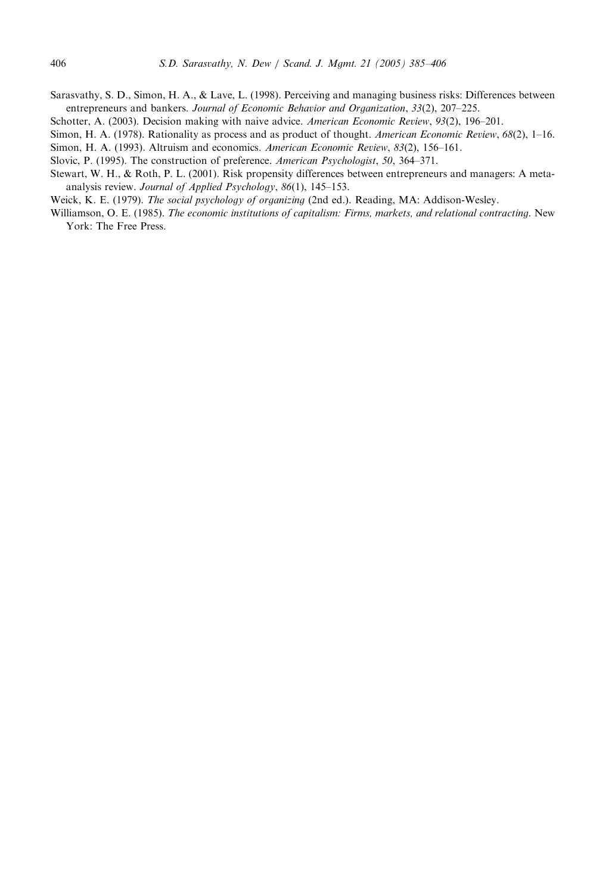Sarasvathy, S. D., Simon, H. A., & Lave, L. (1998). Perceiving and managing business risks: Differences between entrepreneurs and bankers. *Journal of Economic Behavior and Organization*, *33*(2), 207–225.

Schotter, A. (2003). Decision making with naive advice. *American Economic Review*, *93*(2), 196–201.

Simon, H. A. (1978). Rationality as process and as product of thought. *American Economic Review*, *68*(2), 1–16.

Simon, H. A. (1993). Altruism and economics. *American Economic Review*, *83*(2), 156–161.

Slovic, P. (1995). The construction of preference. *American Psychologist*, *50*, 364–371.

Stewart, W. H., & Roth, P. L. (2001). Risk propensity differences between entrepreneurs and managers: A meta-analysis review. *Journal of Applied Psychology*, *86*(1), 145–153.

Weick, K. E. (1979). *The social psychology of organizing* (2nd ed.). Reading, MA: Addison-Wesley.

Williamson, O. E. (1985). *The economic institutions of capitalism: Firms, markets, and relational contracting*. New York: The Free Press.